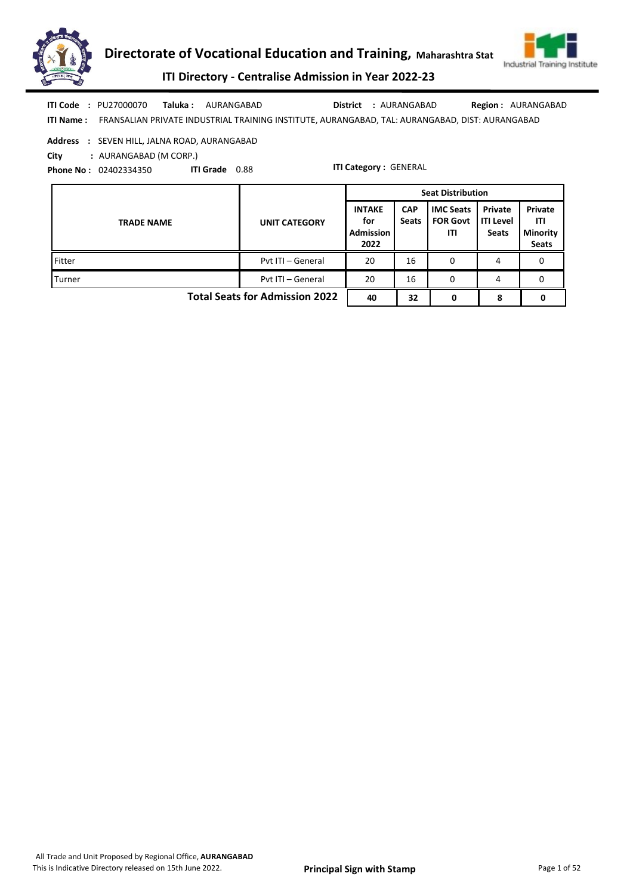# Directorate of Vocational Education and Training, Maharashtra Stat

## ITI Directory - Centralise Admission in Year 2022-23

**ITI Code :** PU27000070 **Taluka :** AURANGABAD **District :** AURANGABAD **Region :** AURANGABAD

**ITI Name :** FRANSALIAN PRIVATE INDUSTRIAL TRAINING INSTITUTE, AURANGABAD, TAL: AURANGABAD, DIST: AURANGABAD

**Address :** SEVEN HILL, JALNA ROAD, AURANGABAD

**City :** AURANGABAD (M CORP.)

**Phone No :** 02402334350 **ITI Grade** 0.88 **ITI Category :** GENERAL

| TRADE NAME | UNIT CATEGORY | Seat Distribution | | | | |
|---|---|---|---|---|---|---|
| | | INTAKE for Admission 2022 | CAP Seats | IMC Seats FOR Govt ITI | Private ITI Level Seats | Private ITI Minority Seats |
| Fitter | Pvt ITI – General | 20 | 16 | 0 | 4 | 0 |
| Turner | Pvt ITI – General | 20 | 16 | 0 | 4 | 0 |
| **Total Seats for Admission 2022** | | **40** | **32** | **0** | **8** | **0** |

All Trade and Unit Proposed by Regional Office, **AURANGABAD**

This is Indicative Directory released on 15th June 2022.

**Principal Sign with Stamp**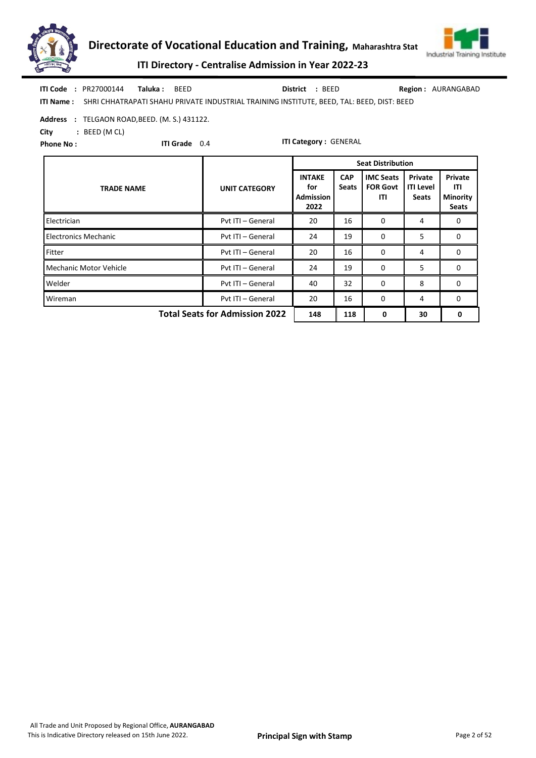**ITI Code :** PR27000144 **Taluka :** BEED **District :** BEED **Region :** AURANGABAD

**ITI Name :** SHRI CHHATRAPATI SHAHU PRIVATE INDUSTRIAL TRAINING INSTITUTE, BEED, TAL: BEED, DIST: BEED

**Address :** TELGAON ROAD,BEED. (M. S.) 431122.

**City :** BEED (M CL)

**Phone No :** **ITI Grade** 0.4 **ITI Category :** GENERAL

| TRADE NAME | UNIT CATEGORY | Seat Distribution | | | | |
|---|---|---|---|---|---|---|
| | | INTAKE for Admission 2022 | CAP Seats | IMC Seats FOR Govt ITI | Private ITI Level Seats | Private ITI Minority Seats |
| Electrician | Pvt ITI – General | 20 | 16 | 0 | 4 | 0 |
| Electronics Mechanic | Pvt ITI – General | 24 | 19 | 0 | 5 | 0 |
| Fitter | Pvt ITI – General | 20 | 16 | 0 | 4 | 0 |
| Mechanic Motor Vehicle | Pvt ITI – General | 24 | 19 | 0 | 5 | 0 |
| Welder | Pvt ITI – General | 40 | 32 | 0 | 8 | 0 |
| Wireman | Pvt ITI – General | 20 | 16 | 0 | 4 | 0 |
| **Total Seats for Admission 2022** | | **148** | **118** | **0** | **30** | **0** |

All Trade and Unit Proposed by Regional Office, **AURANGABAD**

This is Indicative Directory released on 15th June 2022.

**Principal Sign with Stamp**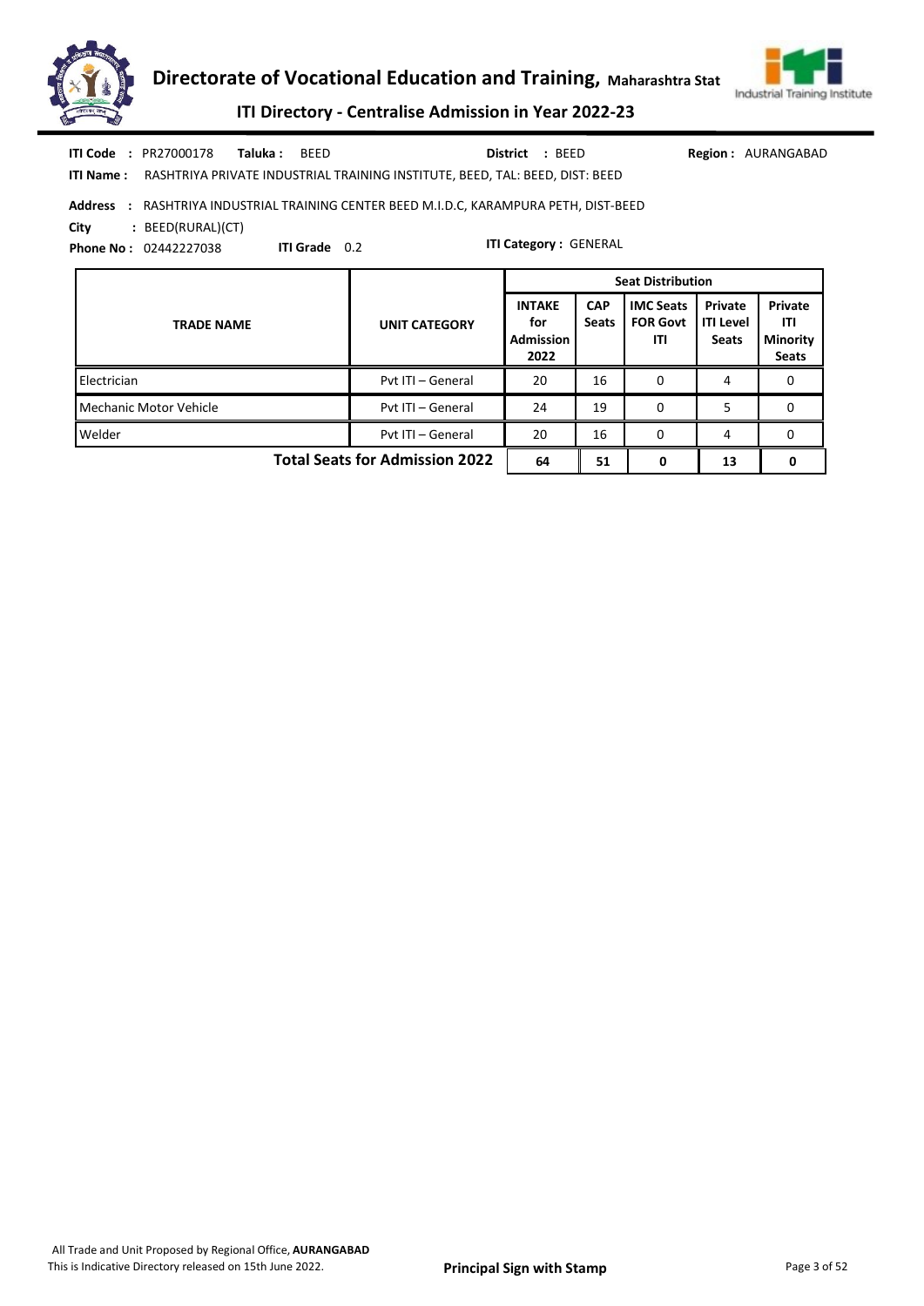**ITI Code :** PR27000178 **Taluka :** BEED **District :** BEED **Region :** AURANGABAD

**ITI Name :** RASHTRIYA PRIVATE INDUSTRIAL TRAINING INSTITUTE, BEED, TAL: BEED, DIST: BEED

**Address :** RASHTRIYA INDUSTRIAL TRAINING CENTER BEED M.I.D.C, KARAMPURA PETH, DIST-BEED

**City :** BEED(RURAL)(CT)

**Phone No :** 02442227038 **ITI Grade** 0.2 **ITI Category :** GENERAL

| TRADE NAME | UNIT CATEGORY | Seat Distribution | | | | |
|---|---|---|---|---|---|---|
| | | INTAKE for Admission 2022 | CAP Seats | IMC Seats FOR Govt ITI | Private ITI Level Seats | Private ITI Minority Seats |
| Electrician | Pvt ITI – General | 20 | 16 | 0 | 4 | 0 |
| Mechanic Motor Vehicle | Pvt ITI – General | 24 | 19 | 0 | 5 | 0 |
| Welder | Pvt ITI – General | 20 | 16 | 0 | 4 | 0 |
| **Total Seats for Admission 2022** | | **64** | **51** | **0** | **13** | **0** |

All Trade and Unit Proposed by Regional Office, **AURANGABAD**
This is Indicative Directory released on 15th June 2022.

**Principal Sign with Stamp**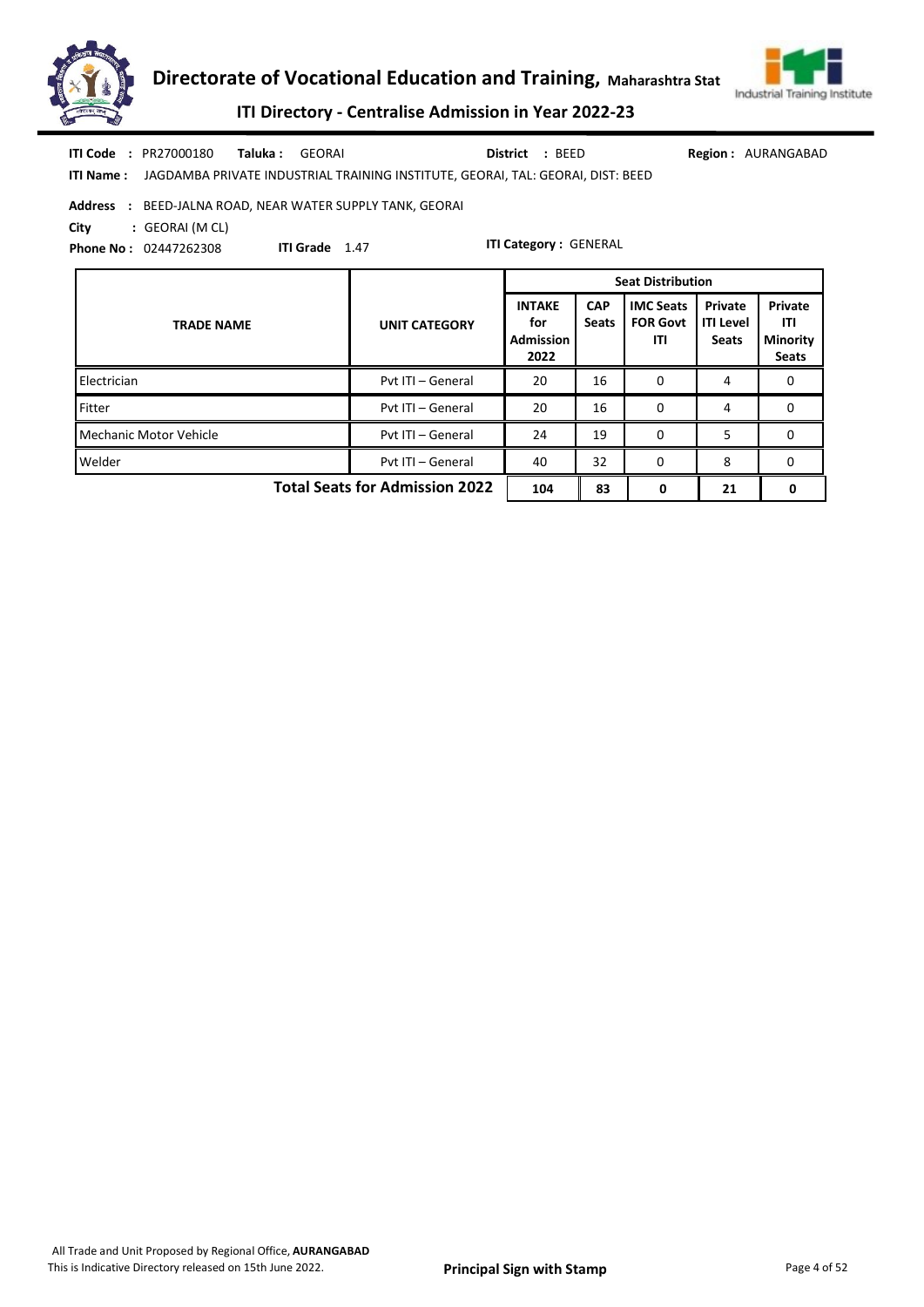**ITI Code :** PR27000180 **Taluka :** GEORAI **District :** BEED **Region :** AURANGABAD

**ITI Name :** JAGDAMBA PRIVATE INDUSTRIAL TRAINING INSTITUTE, GEORAI, TAL: GEORAI, DIST: BEED

**Address :** BEED-JALNA ROAD, NEAR WATER SUPPLY TANK, GEORAI

**City :** GEORAI (M CL)

**Phone No :** 02447262308 **ITI Grade** 1.47 **ITI Category :** GENERAL

| TRADE NAME | UNIT CATEGORY | Seat Distribution | | | | |
|---|---|---|---|---|---|---|
| | | INTAKE for Admission 2022 | CAP Seats | IMC Seats FOR Govt ITI | Private ITI Level Seats | Private ITI Minority Seats |
| Electrician | Pvt ITI – General | 20 | 16 | 0 | 4 | 0 |
| Fitter | Pvt ITI – General | 20 | 16 | 0 | 4 | 0 |
| Mechanic Motor Vehicle | Pvt ITI – General | 24 | 19 | 0 | 5 | 0 |
| Welder | Pvt ITI – General | 40 | 32 | 0 | 8 | 0 |
| **Total Seats for Admission 2022** | | **104** | **83** | **0** | **21** | **0** |

All Trade and Unit Proposed by Regional Office, **AURANGABAD**

This is Indicative Directory released on 15th June 2022.

**Principal Sign with Stamp**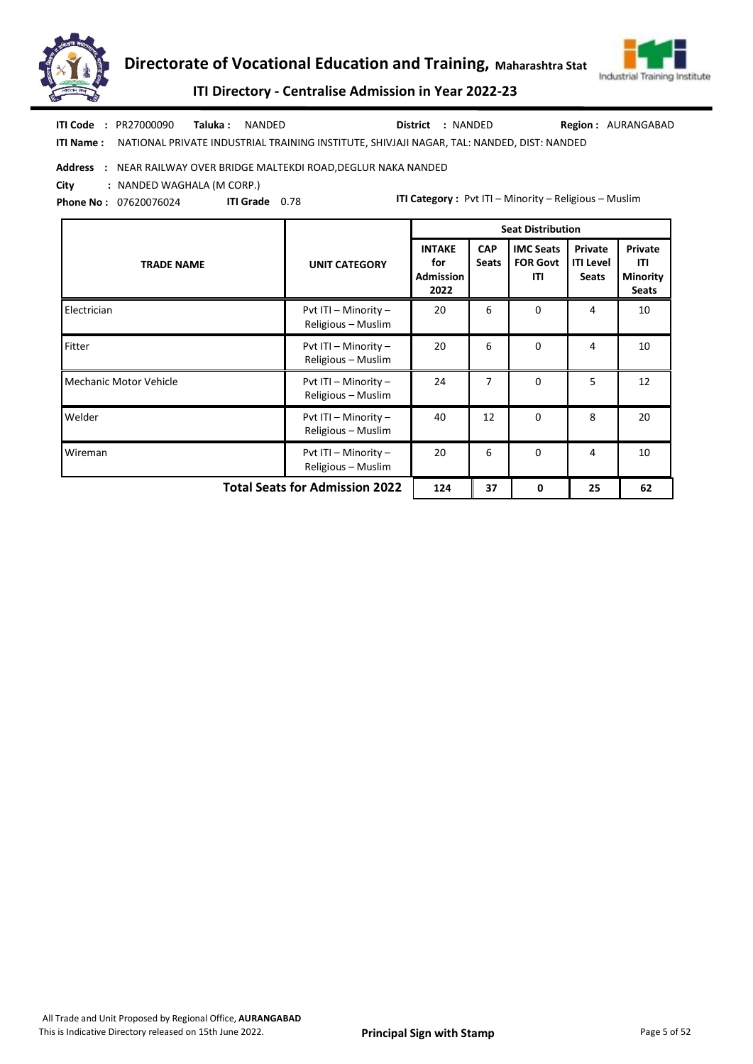**ITI Code :** PR27000090 **Taluka :** NANDED **District :** NANDED **Region :** AURANGABAD

**ITI Name :** NATIONAL PRIVATE INDUSTRIAL TRAINING INSTITUTE, SHIVJAJI NAGAR, TAL: NANDED, DIST: NANDED

**Address :** NEAR RAILWAY OVER BRIDGE MALTEKDI ROAD,DEGLUR NAKA NANDED

**City :** NANDED WAGHALA (M CORP.)

**Phone No :** 07620076024 **ITI Grade** 0.78 **ITI Category :** Pvt ITI – Minority – Religious – Muslim

| TRADE NAME | UNIT CATEGORY | Seat Distribution | | | | |
|---|---|---|---|---|---|---|
| | | INTAKE for Admission 2022 | CAP Seats | IMC Seats FOR Govt ITI | Private ITI Level Seats | Private ITI Minority Seats |
| Electrician | Pvt ITI – Minority – Religious – Muslim | 20 | 6 | 0 | 4 | 10 |
| Fitter | Pvt ITI – Minority – Religious – Muslim | 20 | 6 | 0 | 4 | 10 |
| Mechanic Motor Vehicle | Pvt ITI – Minority – Religious – Muslim | 24 | 7 | 0 | 5 | 12 |
| Welder | Pvt ITI – Minority – Religious – Muslim | 40 | 12 | 0 | 8 | 20 |
| Wireman | Pvt ITI – Minority – Religious – Muslim | 20 | 6 | 0 | 4 | 10 |
| **Total Seats for Admission 2022** | | **124** | **37** | **0** | **25** | **62** |

All Trade and Unit Proposed by Regional Office, **AURANGABAD**
This is Indicative Directory released on 15th June 2022.

**Principal Sign with Stamp**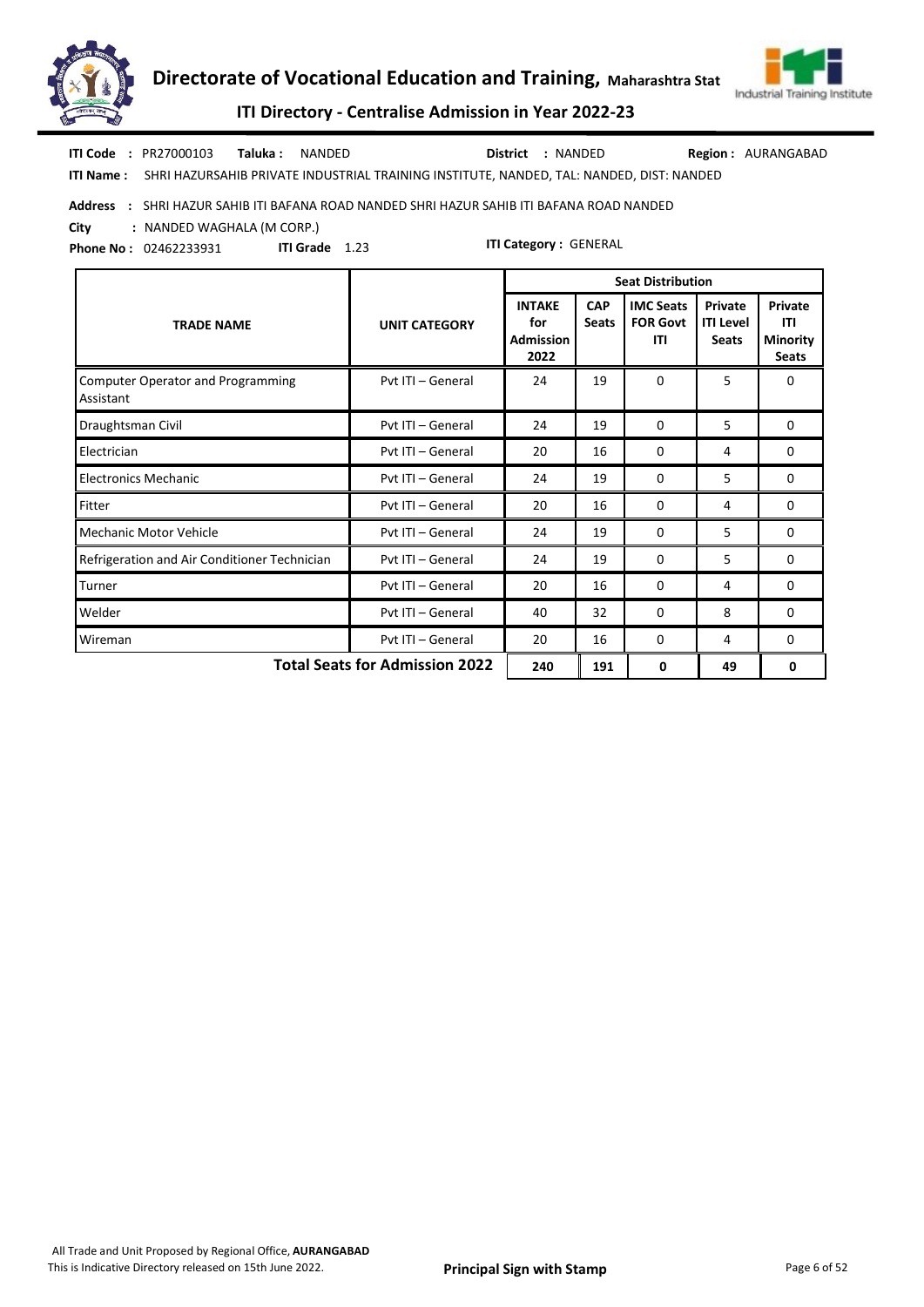# Directorate of Vocational Education and Training, Maharashtra Stat

## ITI Directory - Centralise Admission in Year 2022-23

**ITI Code :** PR27000103 **Taluka :** NANDED **District :** NANDED **Region :** AURANGABAD

**ITI Name :** SHRI HAZURSAHIB PRIVATE INDUSTRIAL TRAINING INSTITUTE, NANDED, TAL: NANDED, DIST: NANDED

**Address :** SHRI HAZUR SAHIB ITI BAFANA ROAD NANDED SHRI HAZUR SAHIB ITI BAFANA ROAD NANDED

**City :** NANDED WAGHALA (M CORP.)

**Phone No :** 02462233931 **ITI Grade** 1.23 **ITI Category :** GENERAL

| TRADE NAME | UNIT CATEGORY | Seat Distribution | | | | |
|---|---|---|---|---|---|---|
| | | INTAKE for Admission 2022 | CAP Seats | IMC Seats FOR Govt ITI | Private ITI Level Seats | Private ITI Minority Seats |
| Computer Operator and Programming Assistant | Pvt ITI – General | 24 | 19 | 0 | 5 | 0 |
| Draughtsman Civil | Pvt ITI – General | 24 | 19 | 0 | 5 | 0 |
| Electrician | Pvt ITI – General | 20 | 16 | 0 | 4 | 0 |
| Electronics Mechanic | Pvt ITI – General | 24 | 19 | 0 | 5 | 0 |
| Fitter | Pvt ITI – General | 20 | 16 | 0 | 4 | 0 |
| Mechanic Motor Vehicle | Pvt ITI – General | 24 | 19 | 0 | 5 | 0 |
| Refrigeration and Air Conditioner Technician | Pvt ITI – General | 24 | 19 | 0 | 5 | 0 |
| Turner | Pvt ITI – General | 20 | 16 | 0 | 4 | 0 |
| Welder | Pvt ITI – General | 40 | 32 | 0 | 8 | 0 |
| Wireman | Pvt ITI – General | 20 | 16 | 0 | 4 | 0 |
| **Total Seats for Admission 2022** | | **240** | **191** | **0** | **49** | **0** |

All Trade and Unit Proposed by Regional Office, **AURANGABAD**

This is Indicative Directory released on 15th June 2022.

**Principal Sign with Stamp**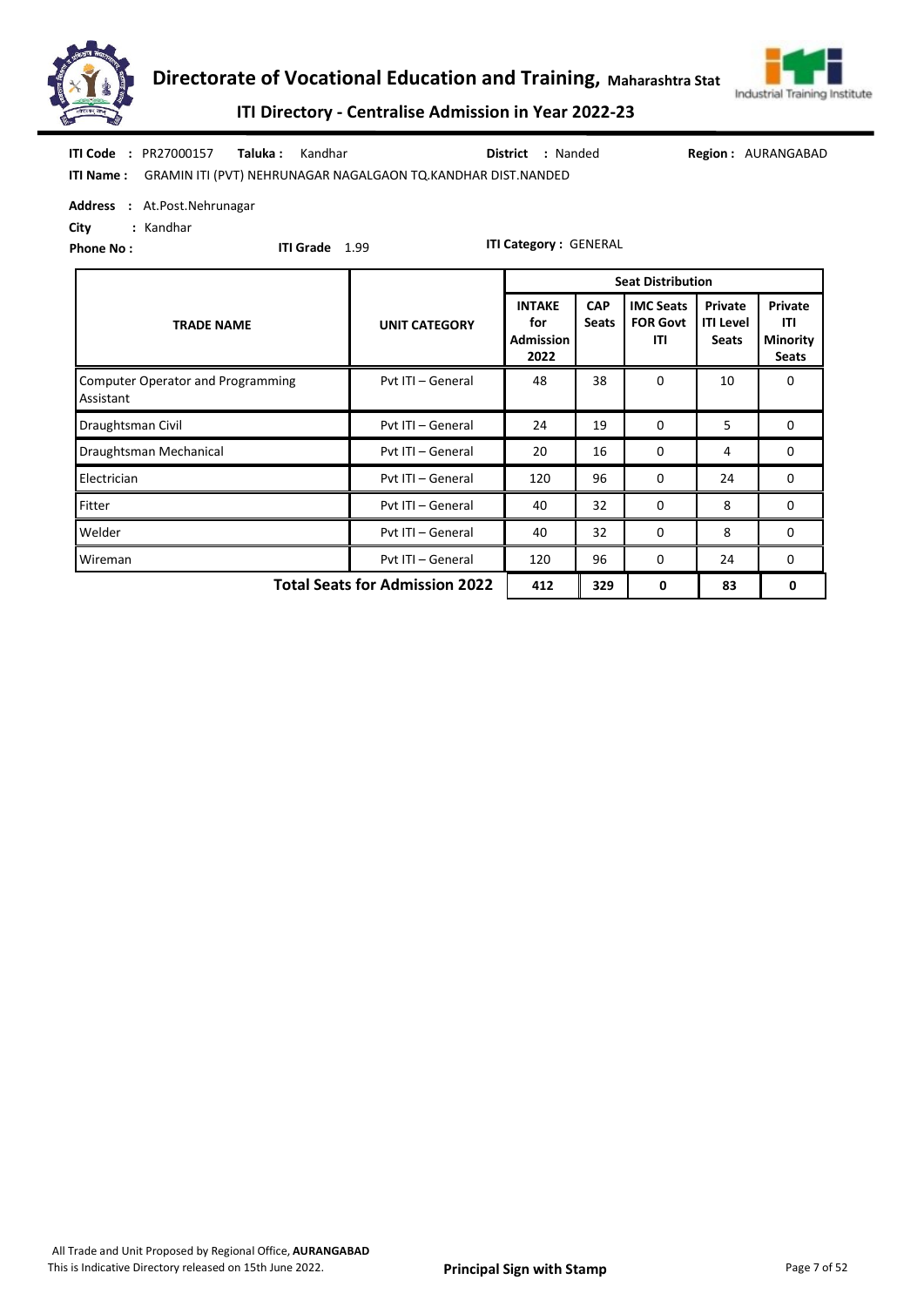**ITI Code** : PR27000157 **Taluka :** Kandhar **District** : Nanded **Region :** AURANGABAD

**ITI Name :** GRAMIN ITI (PVT) NEHRUNAGAR NAGALGAON TQ.KANDHAR DIST.NANDED

**Address** : At.Post.Nehrunagar

**City** : Kandhar

**Phone No :** **ITI Grade** 1.99 **ITI Category :** GENERAL

| TRADE NAME | UNIT CATEGORY | Seat Distribution | | | | |
|---|---|---|---|---|---|---|
| | | INTAKE for Admission 2022 | CAP Seats | IMC Seats FOR Govt ITI | Private ITI Level Seats | Private ITI Minority Seats |
| Computer Operator and Programming Assistant | Pvt ITI – General | 48 | 38 | 0 | 10 | 0 |
| Draughtsman Civil | Pvt ITI – General | 24 | 19 | 0 | 5 | 0 |
| Draughtsman Mechanical | Pvt ITI – General | 20 | 16 | 0 | 4 | 0 |
| Electrician | Pvt ITI – General | 120 | 96 | 0 | 24 | 0 |
| Fitter | Pvt ITI – General | 40 | 32 | 0 | 8 | 0 |
| Welder | Pvt ITI – General | 40 | 32 | 0 | 8 | 0 |
| Wireman | Pvt ITI – General | 120 | 96 | 0 | 24 | 0 |
| **Total Seats for Admission 2022** | | **412** | **329** | **0** | **83** | **0** |

All Trade and Unit Proposed by Regional Office, **AURANGABAD**
This is Indicative Directory released on 15th June 2022.

**Principal Sign with Stamp**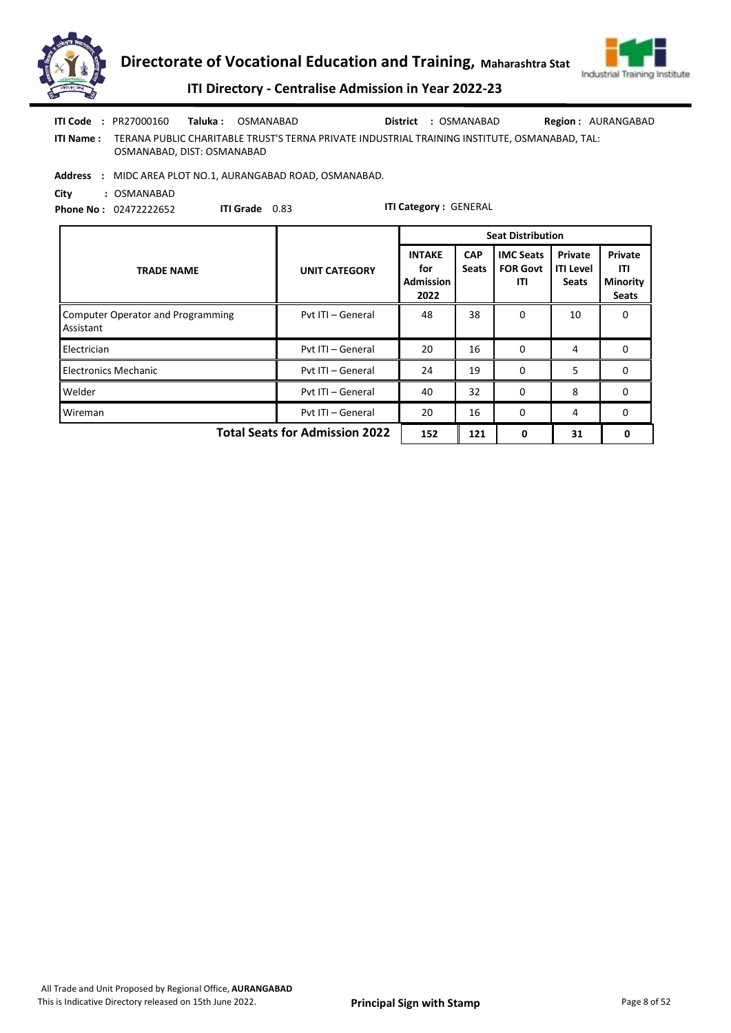**ITI Code :** PR27000160 **Taluka :** OSMANABAD **District :** OSMANABAD **Region :** AURANGABAD

**ITI Name :** TERANA PUBLIC CHARITABLE TRUST'S TERNA PRIVATE INDUSTRIAL TRAINING INSTITUTE, OSMANABAD, TAL: OSMANABAD, DIST: OSMANABAD

**Address :** MIDC AREA PLOT NO.1, AURANGABAD ROAD, OSMANABAD.

**City :** OSMANABAD

**Phone No :** 02472222652 **ITI Grade** 0.83 **ITI Category :** GENERAL

| TRADE NAME | UNIT CATEGORY | Seat Distribution | | | | |
|---|---|---|---|---|---|---|
| | | INTAKE for Admission 2022 | CAP Seats | IMC Seats FOR Govt ITI | Private ITI Level Seats | Private ITI Minority Seats |
| Computer Operator and Programming Assistant | Pvt ITI – General | 48 | 38 | 0 | 10 | 0 |
| Electrician | Pvt ITI – General | 20 | 16 | 0 | 4 | 0 |
| Electronics Mechanic | Pvt ITI – General | 24 | 19 | 0 | 5 | 0 |
| Welder | Pvt ITI – General | 40 | 32 | 0 | 8 | 0 |
| Wireman | Pvt ITI – General | 20 | 16 | 0 | 4 | 0 |
| **Total Seats for Admission 2022** | | **152** | **121** | **0** | **31** | **0** |

All Trade and Unit Proposed by Regional Office, **AURANGABAD**
This is Indicative Directory released on 15th June 2022.

**Principal Sign with Stamp**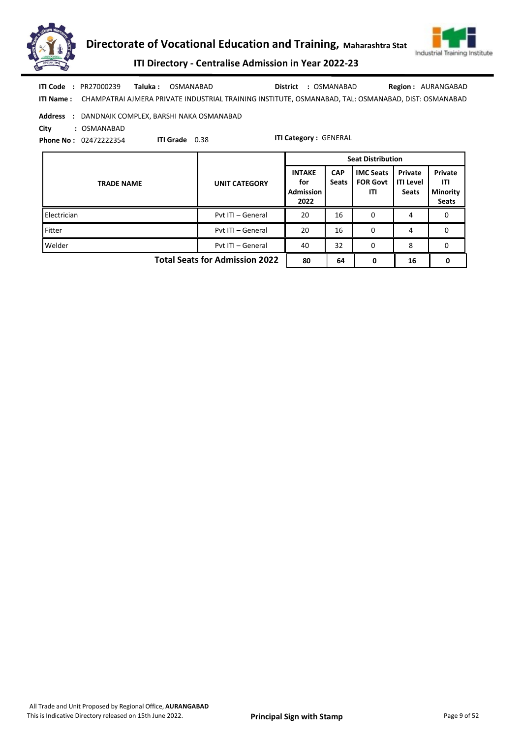**ITI Code** : PR27000239 **Taluka :** OSMANABAD **District** : OSMANABAD **Region :** AURANGABAD

**ITI Name :** CHAMPATRAI AJMERA PRIVATE INDUSTRIAL TRAINING INSTITUTE, OSMANABAD, TAL: OSMANABAD, DIST: OSMANABAD

**Address** : DANDNAIK COMPLEX, BARSHI NAKA OSMANABAD

**City** : OSMANABAD

**Phone No :** 02472222354 **ITI Grade** 0.38 **ITI Category :** GENERAL

| TRADE NAME | UNIT CATEGORY | Seat Distribution | | | | |
|---|---|---|---|---|---|---|
| | | INTAKE for Admission 2022 | CAP Seats | IMC Seats FOR Govt ITI | Private ITI Level Seats | Private ITI Minority Seats |
| Electrician | Pvt ITI – General | 20 | 16 | 0 | 4 | 0 |
| Fitter | Pvt ITI – General | 20 | 16 | 0 | 4 | 0 |
| Welder | Pvt ITI – General | 40 | 32 | 0 | 8 | 0 |
| **Total Seats for Admission 2022** | | **80** | **64** | **0** | **16** | **0** |

All Trade and Unit Proposed by Regional Office, **AURANGABAD**

This is Indicative Directory released on 15th June 2022.

**Principal Sign with Stamp**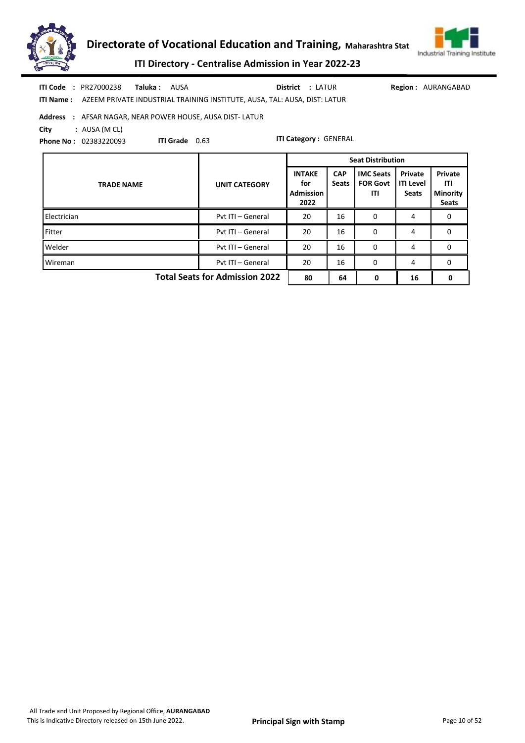**ITI Code** : PR27000238 **Taluka** : AUSA **District** : LATUR **Region** : AURANGABAD

**ITI Name** : AZEEM PRIVATE INDUSTRIAL TRAINING INSTITUTE, AUSA, TAL: AUSA, DIST: LATUR

**Address** : AFSAR NAGAR, NEAR POWER HOUSE, AUSA DIST- LATUR

**City** : AUSA (M CL)

**Phone No** : 02383220093 **ITI Grade** 0.63 **ITI Category** : GENERAL

| TRADE NAME | UNIT CATEGORY | Seat Distribution | | | | |
|---|---|---|---|---|---|---|
| | | INTAKE for Admission 2022 | CAP Seats | IMC Seats FOR Govt ITI | Private ITI Level Seats | Private ITI Minority Seats |
| Electrician | Pvt ITI – General | 20 | 16 | 0 | 4 | 0 |
| Fitter | Pvt ITI – General | 20 | 16 | 0 | 4 | 0 |
| Welder | Pvt ITI – General | 20 | 16 | 0 | 4 | 0 |
| Wireman | Pvt ITI – General | 20 | 16 | 0 | 4 | 0 |
| **Total Seats for Admission 2022** | | **80** | **64** | **0** | **16** | **0** |

All Trade and Unit Proposed by Regional Office, **AURANGABAD**

This is Indicative Directory released on 15th June 2022.

**Principal Sign with Stamp**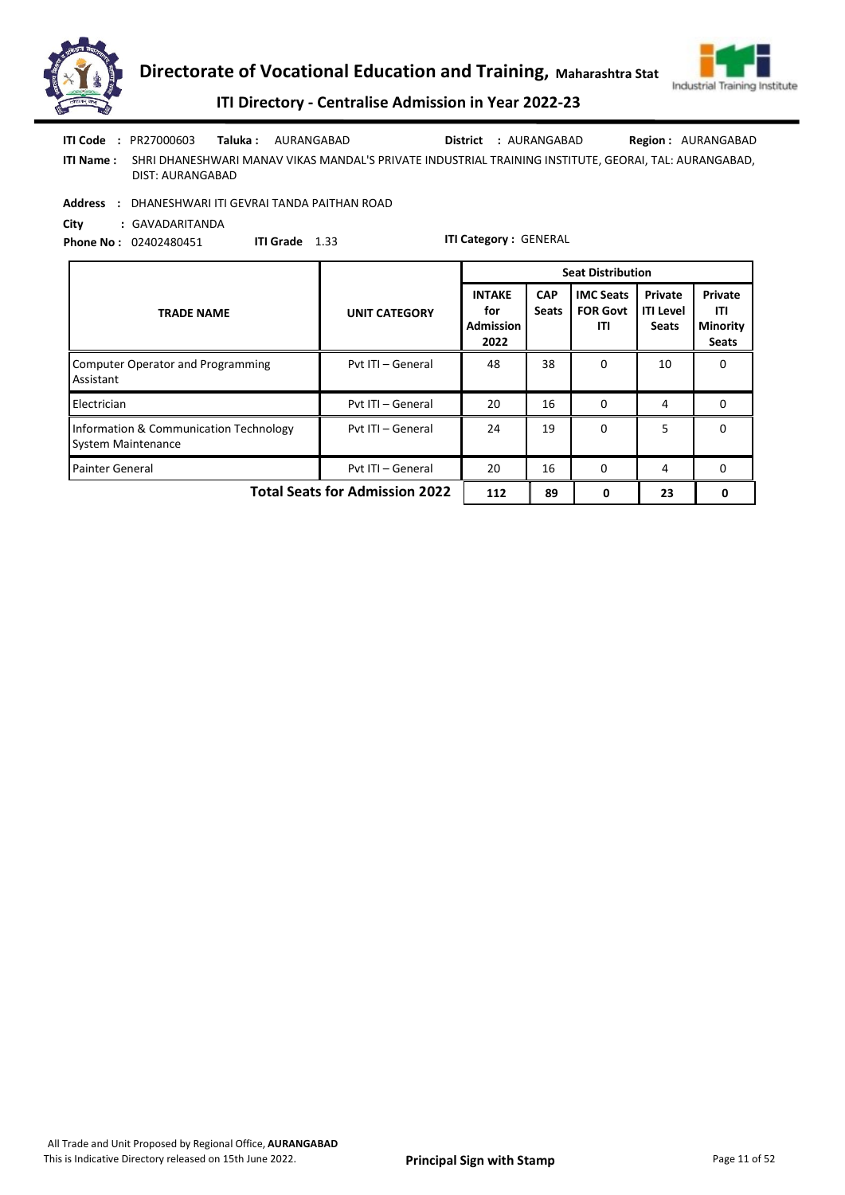**ITI Code** : PR27000603 **Taluka :** AURANGABAD **District** : AURANGABAD **Region :** AURANGABAD

**ITI Name :** SHRI DHANESHWARI MANAV VIKAS MANDAL'S PRIVATE INDUSTRIAL TRAINING INSTITUTE, GEORAI, TAL: AURANGABAD, DIST: AURANGABAD

**Address** : DHANESHWARI ITI GEVRAI TANDA PAITHAN ROAD

**City** : GAVADARITANDA

**Phone No :** 02402480451 **ITI Grade** 1.33 **ITI Category :** GENERAL

| TRADE NAME | UNIT CATEGORY | Seat Distribution | | | | |
|---|---|---|---|---|---|---|
| | | INTAKE for Admission 2022 | CAP Seats | IMC Seats FOR Govt ITI | Private ITI Level Seats | Private ITI Minority Seats |
| Computer Operator and Programming Assistant | Pvt ITI – General | 48 | 38 | 0 | 10 | 0 |
| Electrician | Pvt ITI – General | 20 | 16 | 0 | 4 | 0 |
| Information & Communication Technology System Maintenance | Pvt ITI – General | 24 | 19 | 0 | 5 | 0 |
| Painter General | Pvt ITI – General | 20 | 16 | 0 | 4 | 0 |
| **Total Seats for Admission 2022** | | **112** | **89** | **0** | **23** | **0** |

All Trade and Unit Proposed by Regional Office, **AURANGABAD**

This is Indicative Directory released on 15th June 2022.

**Principal Sign with Stamp**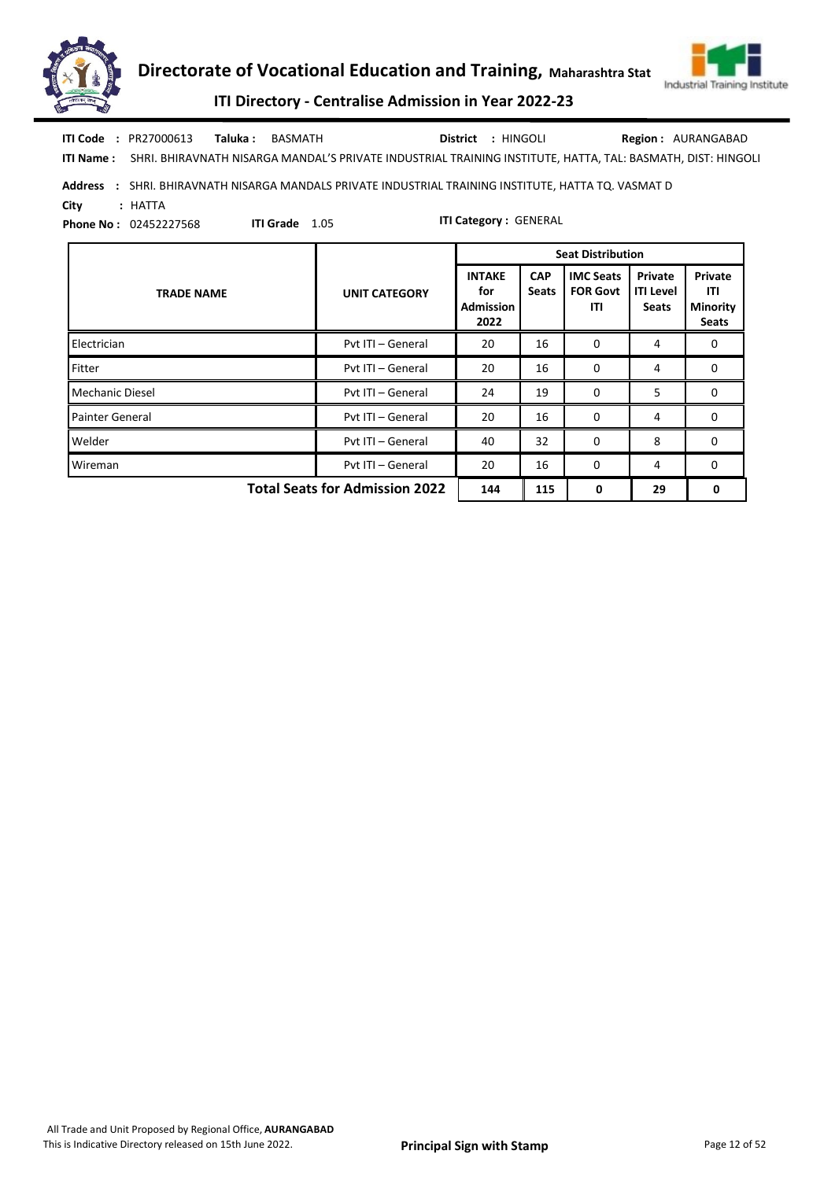**ITI Code :** PR27000613 **Taluka :** BASMATH **District :** HINGOLI **Region :** AURANGABAD

**ITI Name :** SHRI. BHIRAVNATH NISARGA MANDAL'S PRIVATE INDUSTRIAL TRAINING INSTITUTE, HATTA, TAL: BASMATH, DIST: HINGOLI

**Address :** SHRI. BHIRAVNATH NISARGA MANDALS PRIVATE INDUSTRIAL TRAINING INSTITUTE, HATTA TQ. VASMAT D

**City :** HATTA

**Phone No :** 02452227568 **ITI Grade** 1.05 **ITI Category :** GENERAL

| TRADE NAME | UNIT CATEGORY | Seat Distribution | | | | |
|---|---|---|---|---|---|---|
| | | INTAKE for Admission 2022 | CAP Seats | IMC Seats FOR Govt ITI | Private ITI Level Seats | Private ITI Minority Seats |
| Electrician | Pvt ITI – General | 20 | 16 | 0 | 4 | 0 |
| Fitter | Pvt ITI – General | 20 | 16 | 0 | 4 | 0 |
| Mechanic Diesel | Pvt ITI – General | 24 | 19 | 0 | 5 | 0 |
| Painter General | Pvt ITI – General | 20 | 16 | 0 | 4 | 0 |
| Welder | Pvt ITI – General | 40 | 32 | 0 | 8 | 0 |
| Wireman | Pvt ITI – General | 20 | 16 | 0 | 4 | 0 |
| | **Total Seats for Admission 2022** | **144** | **115** | **0** | **29** | **0** |

All Trade and Unit Proposed by Regional Office, **AURANGABAD**
This is Indicative Directory released on 15th June 2022.

**Principal Sign with Stamp**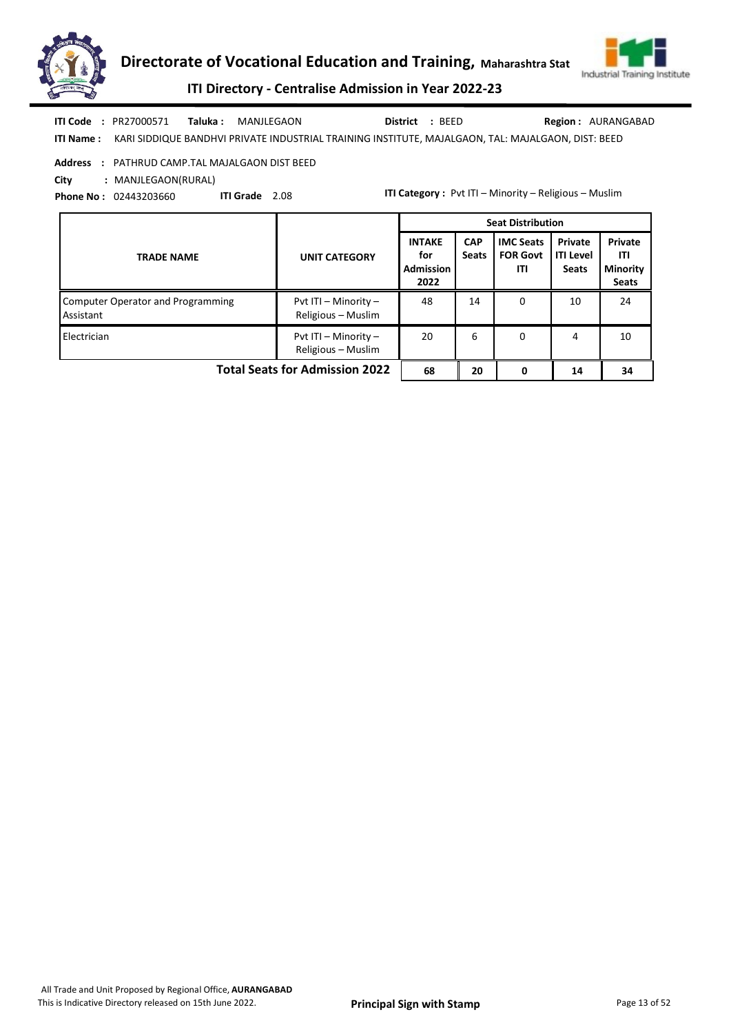**ITI Code :** PR27000571 **Taluka :** MANJLEGAON **District :** BEED **Region :** AURANGABAD

**ITI Name :** KARI SIDDIQUE BANDHVI PRIVATE INDUSTRIAL TRAINING INSTITUTE, MAJALGAON, TAL: MAJALGAON, DIST: BEED

**Address :** PATHRUD CAMP.TAL MAJALGAON DIST BEED

**City :** MANJLEGAON(RURAL)

**Phone No :** 02443203660 **ITI Grade** 2.08 **ITI Category :** Pvt ITI – Minority – Religious – Muslim

| TRADE NAME | UNIT CATEGORY | Seat Distribution | | | | |
|---|---|---|---|---|---|---|
| | | INTAKE for Admission 2022 | CAP Seats | IMC Seats FOR Govt ITI | Private ITI Level Seats | Private ITI Minority Seats |
| Computer Operator and Programming Assistant | Pvt ITI – Minority – Religious – Muslim | 48 | 14 | 0 | 10 | 24 |
| Electrician | Pvt ITI – Minority – Religious – Muslim | 20 | 6 | 0 | 4 | 10 |
| **Total Seats for Admission 2022** | | **68** | **20** | **0** | **14** | **34** |

All Trade and Unit Proposed by Regional Office, **AURANGABAD**
This is Indicative Directory released on 15th June 2022.

**Principal Sign with Stamp**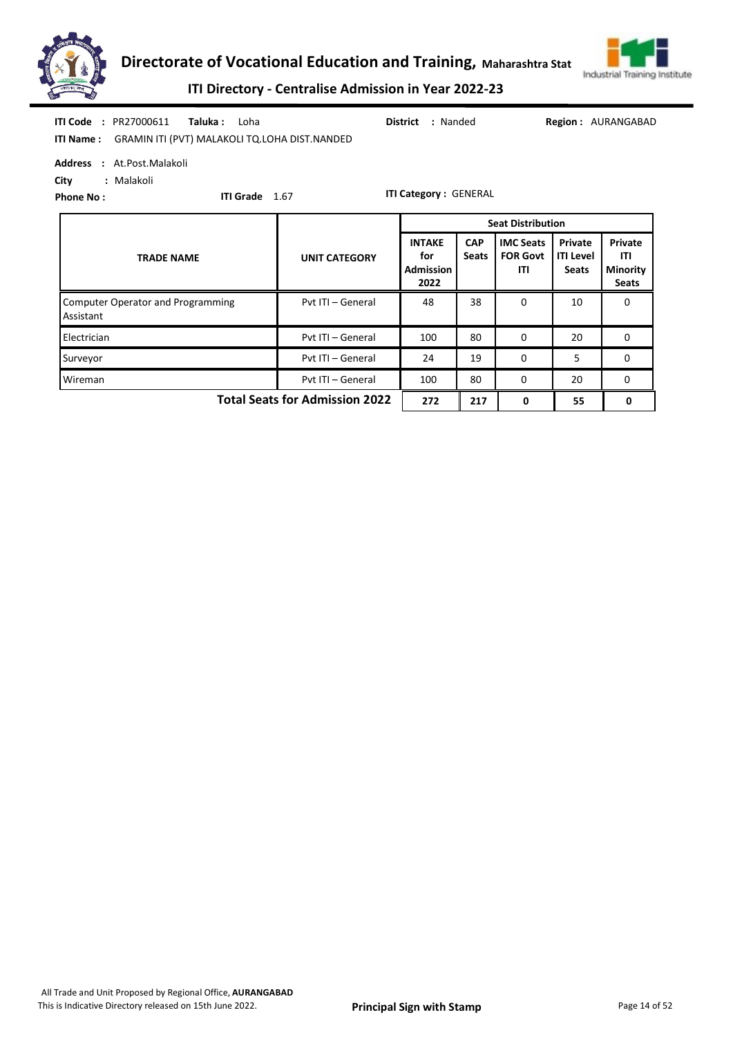# Directorate of Vocational Education and Training, Maharashtra Stat

## ITI Directory - Centralise Admission in Year 2022-23

**ITI Code** : PR27000611 **Taluka :** Loha **District** : Nanded **Region :** AURANGABAD

**ITI Name :** GRAMIN ITI (PVT) MALAKOLI TQ.LOHA DIST.NANDED

**Address** : At.Post.Malakoli

**City** : Malakoli

**Phone No :** **ITI Grade** 1.67 **ITI Category :** GENERAL

| TRADE NAME | UNIT CATEGORY | Seat Distribution | | | | |
|---|---|---|---|---|---|---|
| | | INTAKE for Admission 2022 | CAP Seats | IMC Seats FOR Govt ITI | Private ITI Level Seats | Private ITI Minority Seats |
| Computer Operator and Programming Assistant | Pvt ITI – General | 48 | 38 | 0 | 10 | 0 |
| Electrician | Pvt ITI – General | 100 | 80 | 0 | 20 | 0 |
| Surveyor | Pvt ITI – General | 24 | 19 | 0 | 5 | 0 |
| Wireman | Pvt ITI – General | 100 | 80 | 0 | 20 | 0 |
| **Total Seats for Admission 2022** | | **272** | **217** | **0** | **55** | **0** |

All Trade and Unit Proposed by Regional Office, **AURANGABAD**

This is Indicative Directory released on 15th June 2022.

**Principal Sign with Stamp**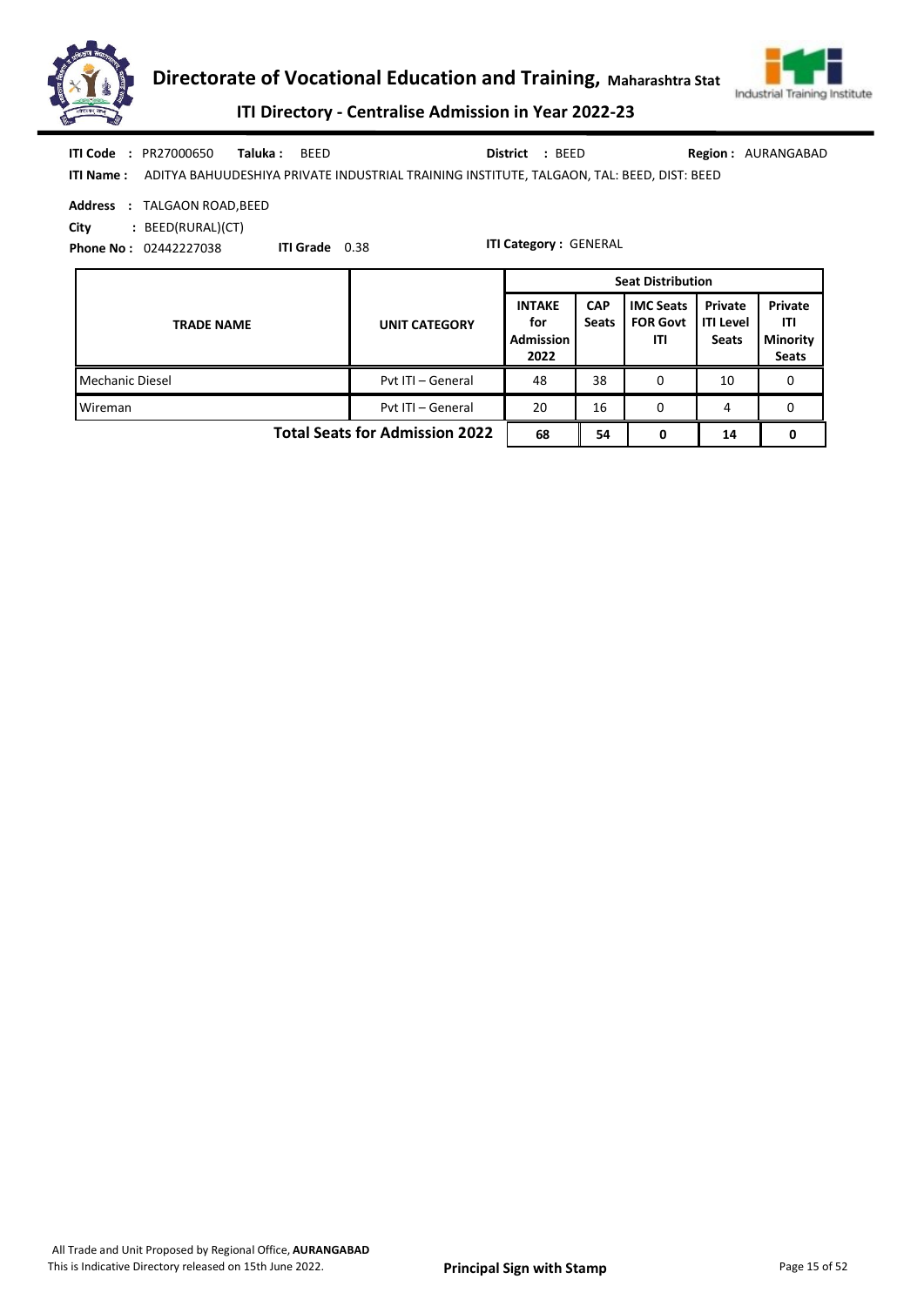**ITI Code :** PR27000650 **Taluka :** BEED **District :** BEED **Region :** AURANGABAD

**ITI Name :** ADITYA BAHUUDESHIYA PRIVATE INDUSTRIAL TRAINING INSTITUTE, TALGAON, TAL: BEED, DIST: BEED

**Address :** TALGAON ROAD,BEED

**City :** BEED(RURAL)(CT)

**Phone No :** 02442227038 **ITI Grade** 0.38 **ITI Category :** GENERAL

| TRADE NAME | UNIT CATEGORY | Seat Distribution | | | | |
|---|---|---|---|---|---|---|
| | | INTAKE for Admission 2022 | CAP Seats | IMC Seats FOR Govt ITI | Private ITI Level Seats | Private ITI Minority Seats |
| Mechanic Diesel | Pvt ITI – General | 48 | 38 | 0 | 10 | 0 |
| Wireman | Pvt ITI – General | 20 | 16 | 0 | 4 | 0 |
| **Total Seats for Admission 2022** | | **68** | **54** | **0** | **14** | **0** |

All Trade and Unit Proposed by Regional Office, **AURANGABAD**
This is Indicative Directory released on 15th June 2022.

**Principal Sign with Stamp**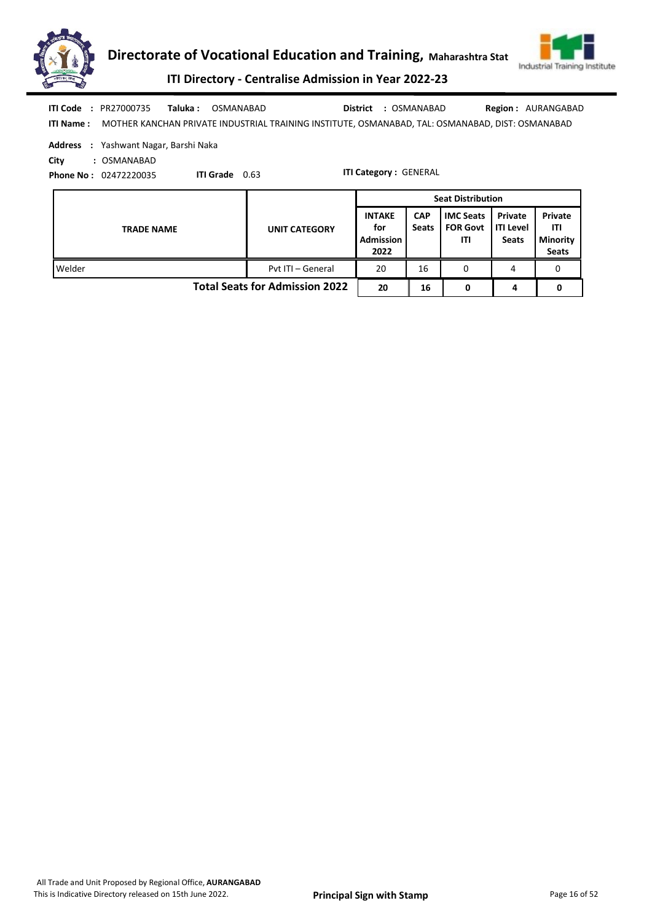**ITI Code :** PR27000735 **Taluka :** OSMANABAD **District :** OSMANABAD **Region :** AURANGABAD

**ITI Name :** MOTHER KANCHAN PRIVATE INDUSTRIAL TRAINING INSTITUTE, OSMANABAD, TAL: OSMANABAD, DIST: OSMANABAD

**Address :** Yashwant Nagar, Barshi Naka

**City :** OSMANABAD

**Phone No :** 02472220035 **ITI Grade** 0.63 **ITI Category :** GENERAL

| TRADE NAME | UNIT CATEGORY | Seat Distribution | | | | |
|---|---|---|---|---|---|---|
| | | INTAKE for Admission 2022 | CAP Seats | IMC Seats FOR Govt ITI | Private ITI Level Seats | Private ITI Minority Seats |
| Welder | Pvt ITI – General | 20 | 16 | 0 | 4 | 0 |
| **Total Seats for Admission 2022** | | **20** | **16** | **0** | **4** | **0** |

All Trade and Unit Proposed by Regional Office, **AURANGABAD**

This is Indicative Directory released on 15th June 2022.

**Principal Sign with Stamp**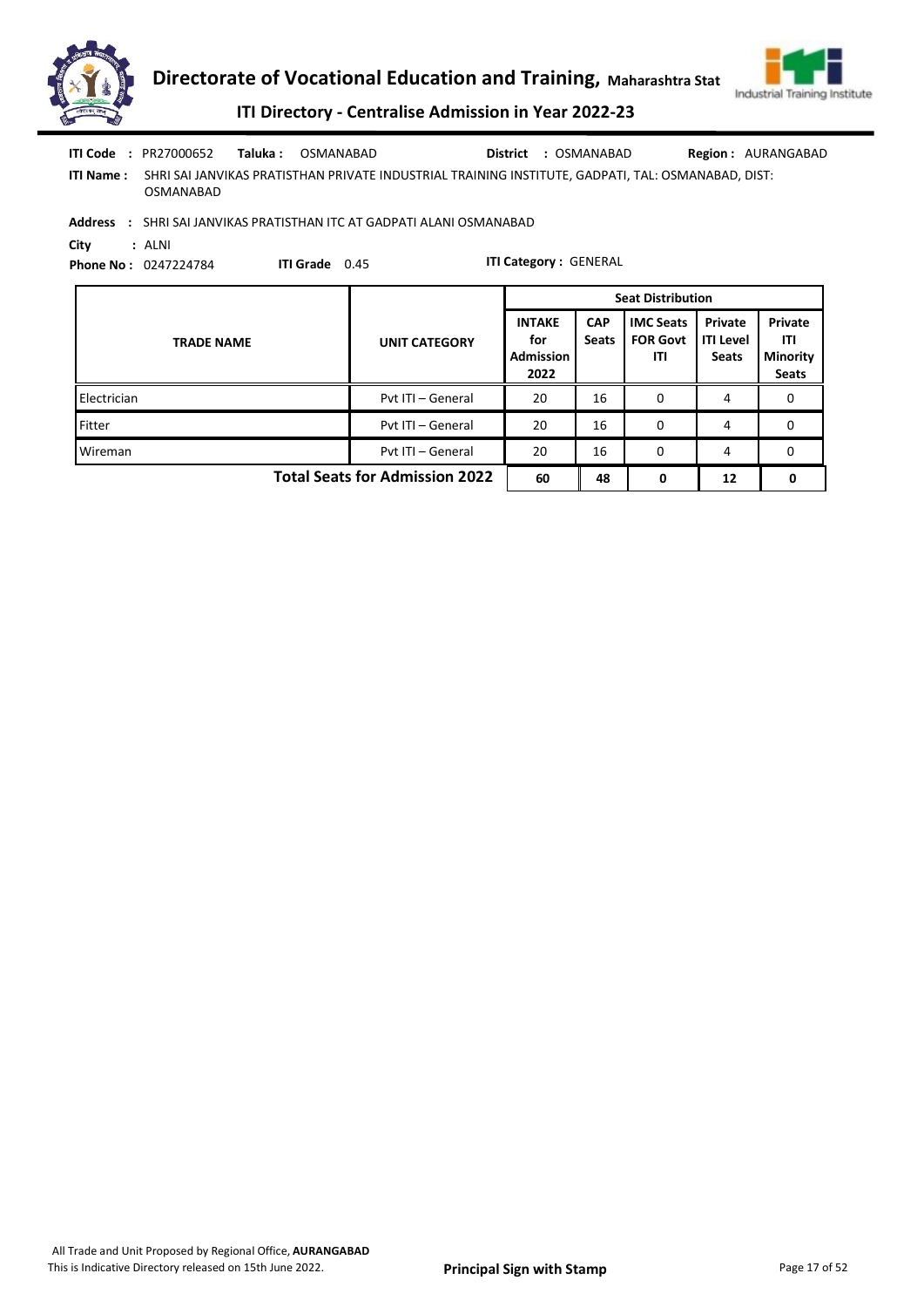**ITI Code :** PR27000652 **Taluka :** OSMANABAD **District :** OSMANABAD **Region :** AURANGABAD

**ITI Name :** SHRI SAI JANVIKAS PRATISTHAN PRIVATE INDUSTRIAL TRAINING INSTITUTE, GADPATI, TAL: OSMANABAD, DIST: OSMANABAD

**Address :** SHRI SAI JANVIKAS PRATISTHAN ITC AT GADPATI ALANI OSMANABAD

**City :** ALNI

**Phone No :** 0247224784 **ITI Grade** 0.45 **ITI Category :** GENERAL

| TRADE NAME | UNIT CATEGORY | Seat Distribution | | | | |
|---|---|---|---|---|---|---|
| | | INTAKE for Admission 2022 | CAP Seats | IMC Seats FOR Govt ITI | Private ITI Level Seats | Private ITI Minority Seats |
| Electrician | Pvt ITI – General | 20 | 16 | 0 | 4 | 0 |
| Fitter | Pvt ITI – General | 20 | 16 | 0 | 4 | 0 |
| Wireman | Pvt ITI – General | 20 | 16 | 0 | 4 | 0 |
| **Total Seats for Admission 2022** | | **60** | **48** | **0** | **12** | **0** |

All Trade and Unit Proposed by Regional Office, **AURANGABAD**
This is Indicative Directory released on 15th June 2022.

**Principal Sign with Stamp**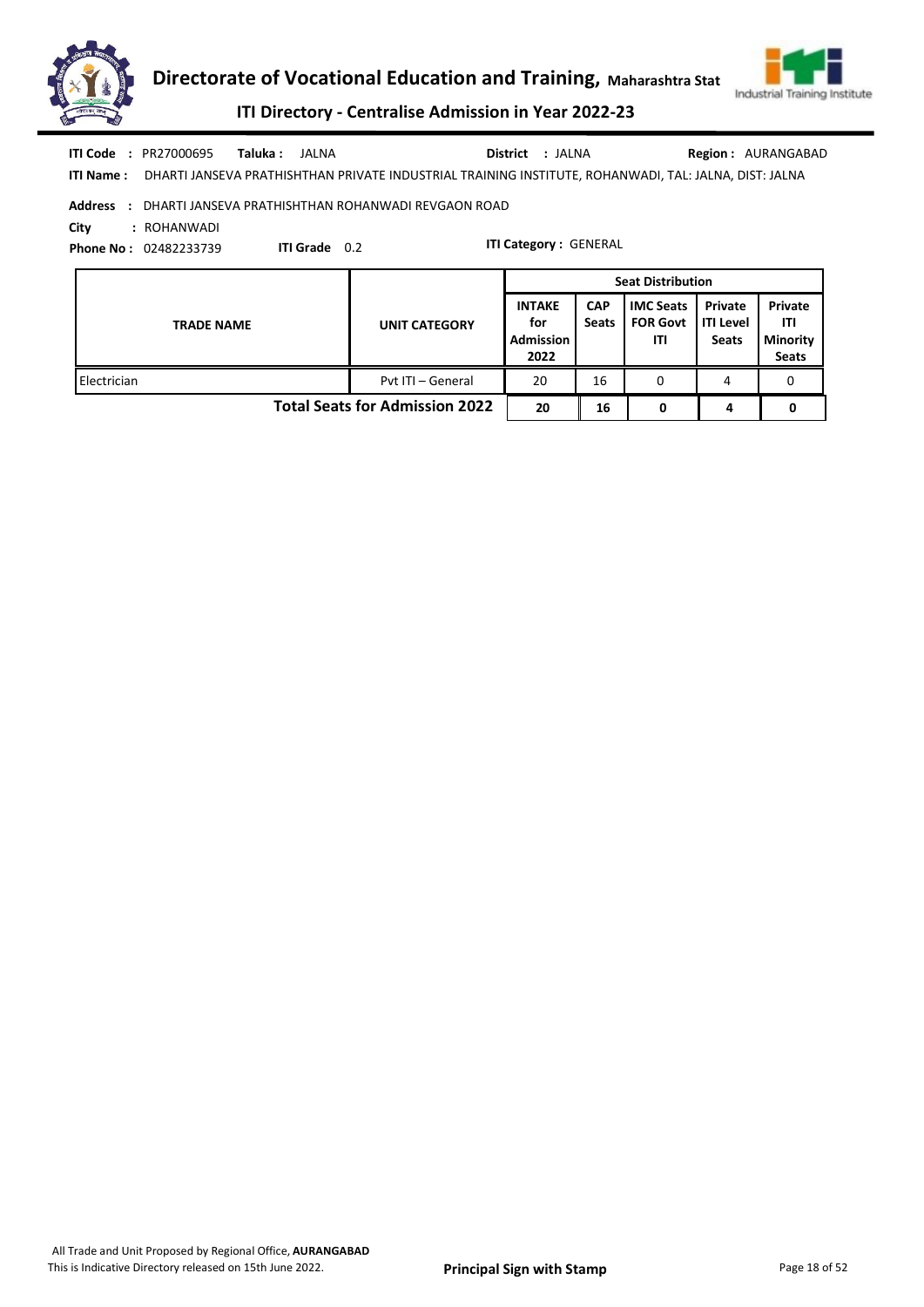# Directorate of Vocational Education and Training, Maharashtra Stat

## ITI Directory - Centralise Admission in Year 2022-23

**ITI Code :** PR27000695 **Taluka :** JALNA **District :** JALNA **Region :** AURANGABAD

**ITI Name :** DHARTI JANSEVA PRATHISHTHAN PRIVATE INDUSTRIAL TRAINING INSTITUTE, ROHANWADI, TAL: JALNA, DIST: JALNA

**Address :** DHARTI JANSEVA PRATHISHTHAN ROHANWADI REVGAON ROAD

**City :** ROHANWADI

**Phone No :** 02482233739 **ITI Grade** 0.2 **ITI Category :** GENERAL

| TRADE NAME | UNIT CATEGORY | Seat Distribution | | | | |
|---|---|---|---|---|---|---|
| | | INTAKE for Admission 2022 | CAP Seats | IMC Seats FOR Govt ITI | Private ITI Level Seats | Private ITI Minority Seats |
| Electrician | Pvt ITI – General | 20 | 16 | 0 | 4 | 0 |
| | **Total Seats for Admission 2022** | **20** | **16** | **0** | **4** | **0** |

All Trade and Unit Proposed by Regional Office, **AURANGABAD**

This is Indicative Directory released on 15th June 2022.

**Principal Sign with Stamp**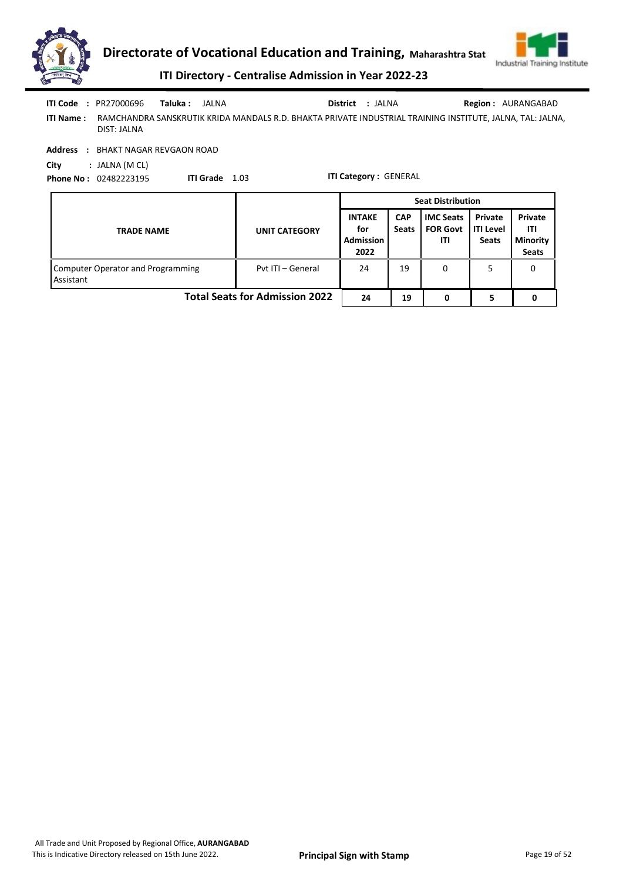# Directorate of Vocational Education and Training, Maharashtra Stat

## ITI Directory - Centralise Admission in Year 2022-23

**ITI Code :** PR27000696 **Taluka :** JALNA **District :** JALNA **Region :** AURANGABAD

**ITI Name :** RAMCHANDRA SANSKRUTIK KRIDA MANDALS R.D. BHAKTA PRIVATE INDUSTRIAL TRAINING INSTITUTE, JALNA, TAL: JALNA, DIST: JALNA

**Address :** BHAKT NAGAR REVGAON ROAD

**City :** JALNA (M CL)

**Phone No :** 02482223195 **ITI Grade** 1.03 **ITI Category :** GENERAL

| TRADE NAME | UNIT CATEGORY | Seat Distribution | | | | |
|---|---|---|---|---|---|---|
| | | INTAKE for Admission 2022 | CAP Seats | IMC Seats FOR Govt ITI | Private ITI Level Seats | Private ITI Minority Seats |
| Computer Operator and Programming Assistant | Pvt ITI – General | 24 | 19 | 0 | 5 | 0 |
| **Total Seats for Admission 2022** | | **24** | **19** | **0** | **5** | **0** |

All Trade and Unit Proposed by Regional Office, **AURANGABAD**
This is Indicative Directory released on 15th June 2022.

**Principal Sign with Stamp**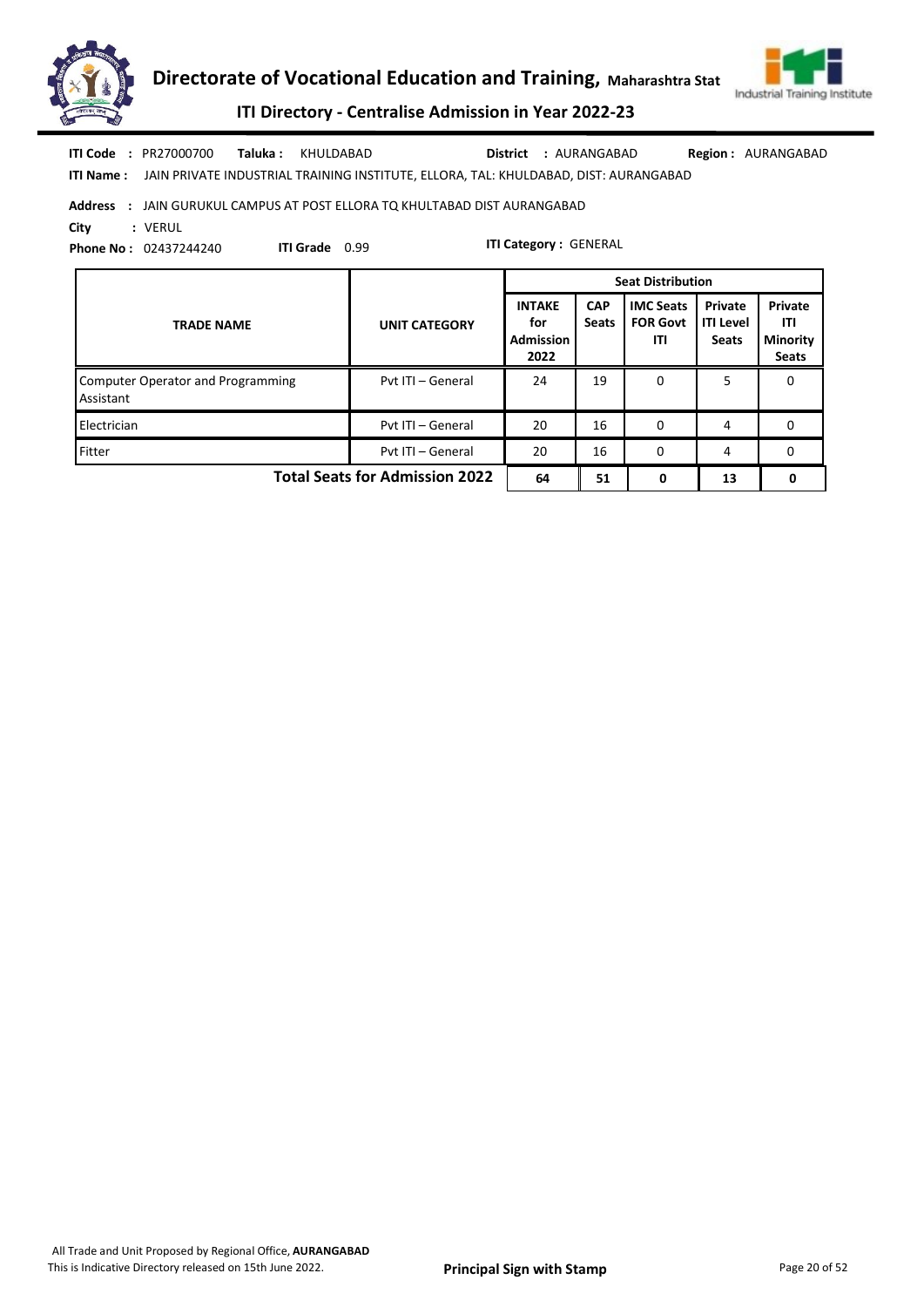**ITI Code :** PR27000700 **Taluka :** KHULDABAD **District :** AURANGABAD **Region :** AURANGABAD

**ITI Name :** JAIN PRIVATE INDUSTRIAL TRAINING INSTITUTE, ELLORA, TAL: KHULDABAD, DIST: AURANGABAD

**Address :** JAIN GURUKUL CAMPUS AT POST ELLORA TQ KHULTABAD DIST AURANGABAD

**City :** VERUL

**Phone No :** 02437244240 **ITI Grade** 0.99 **ITI Category :** GENERAL

| TRADE NAME | UNIT CATEGORY | Seat Distribution | | | | |
|---|---|---|---|---|---|---|
| | | INTAKE for Admission 2022 | CAP Seats | IMC Seats FOR Govt ITI | Private ITI Level Seats | Private ITI Minority Seats |
| Computer Operator and Programming Assistant | Pvt ITI – General | 24 | 19 | 0 | 5 | 0 |
| Electrician | Pvt ITI – General | 20 | 16 | 0 | 4 | 0 |
| Fitter | Pvt ITI – General | 20 | 16 | 0 | 4 | 0 |
| **Total Seats for Admission 2022** | | **64** | **51** | **0** | **13** | **0** |

All Trade and Unit Proposed by Regional Office, **AURANGABAD**

This is Indicative Directory released on 15th June 2022.

**Principal Sign with Stamp**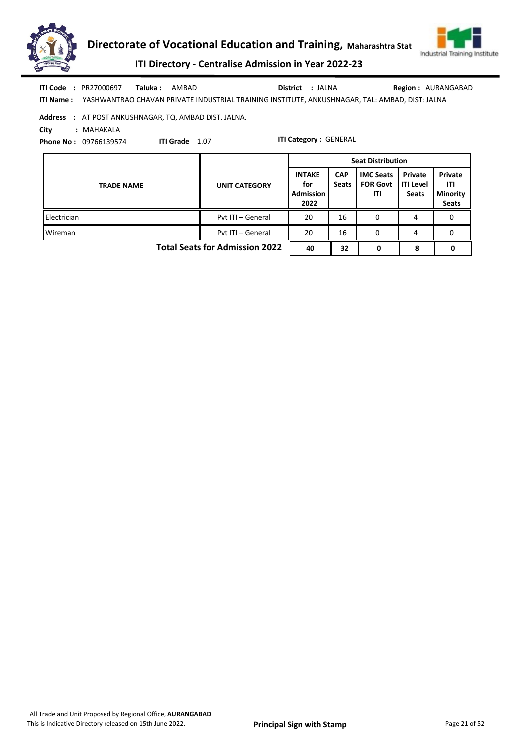**ITI Code :** PR27000697 **Taluka :** AMBAD **District :** JALNA **Region :** AURANGABAD

**ITI Name :** YASHWANTRAO CHAVAN PRIVATE INDUSTRIAL TRAINING INSTITUTE, ANKUSHNAGAR, TAL: AMBAD, DIST: JALNA

**Address :** AT POST ANKUSHNAGAR, TQ. AMBAD DIST. JALNA.

**City :** MAHAKALA

**Phone No :** 09766139574 **ITI Grade** 1.07 **ITI Category :** GENERAL

| TRADE NAME | UNIT CATEGORY | Seat Distribution | | | | |
|---|---|---|---|---|---|---|
| | | INTAKE for Admission 2022 | CAP Seats | IMC Seats FOR Govt ITI | Private ITI Level Seats | Private ITI Minority Seats |
| Electrician | Pvt ITI – General | 20 | 16 | 0 | 4 | 0 |
| Wireman | Pvt ITI – General | 20 | 16 | 0 | 4 | 0 |
| | **Total Seats for Admission 2022** | **40** | **32** | **0** | **8** | **0** |

All Trade and Unit Proposed by Regional Office, **AURANGABAD**
This is Indicative Directory released on 15th June 2022.

**Principal Sign with Stamp**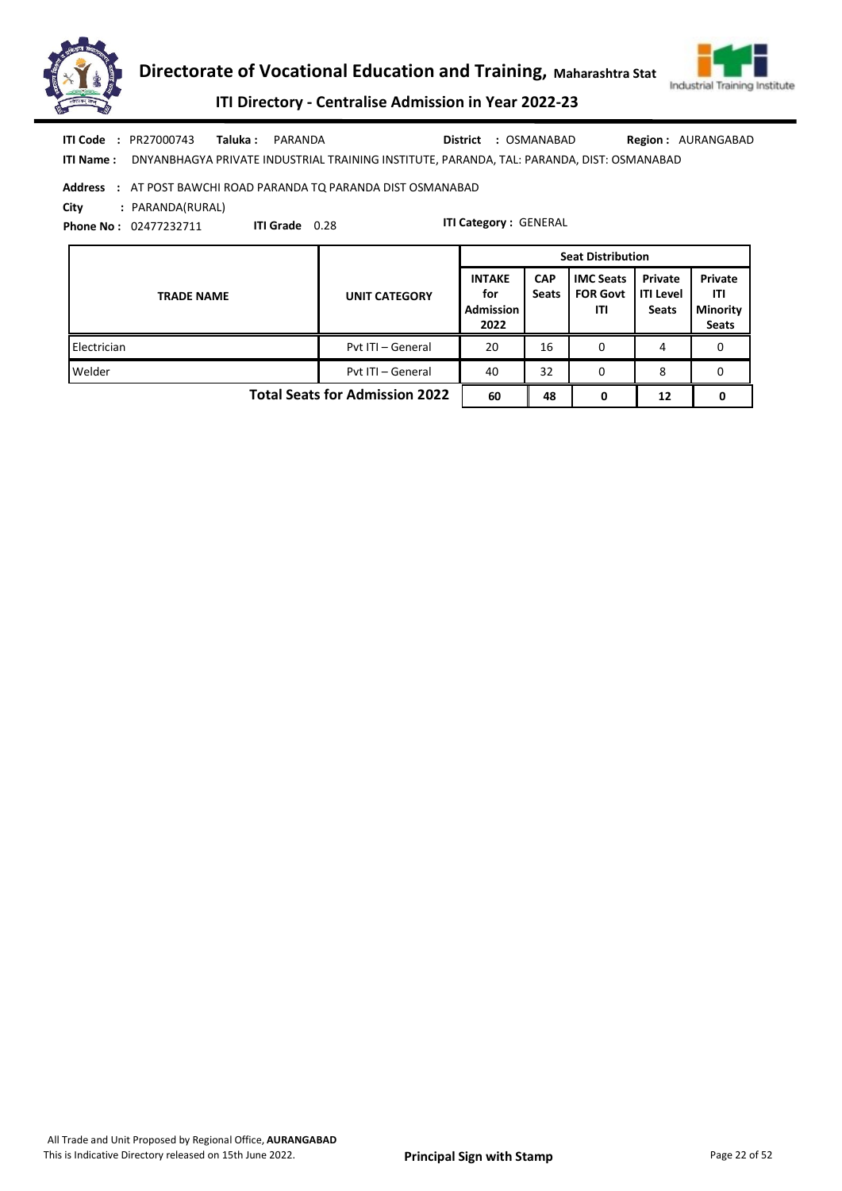**ITI Code :** PR27000743 **Taluka :** PARANDA **District :** OSMANABAD **Region :** AURANGABAD

**ITI Name :** DNYANBHAGYA PRIVATE INDUSTRIAL TRAINING INSTITUTE, PARANDA, TAL: PARANDA, DIST: OSMANABAD

**Address :** AT POST BAWCHI ROAD PARANDA TQ PARANDA DIST OSMANABAD

**City :** PARANDA(RURAL)

**Phone No :** 02477232711 **ITI Grade** 0.28 **ITI Category :** GENERAL

| TRADE NAME | UNIT CATEGORY | Seat Distribution | | | | |
|---|---|---|---|---|---|---|
| | | INTAKE for Admission 2022 | CAP Seats | IMC Seats FOR Govt ITI | Private ITI Level Seats | Private ITI Minority Seats |
| Electrician | Pvt ITI – General | 20 | 16 | 0 | 4 | 0 |
| Welder | Pvt ITI – General | 40 | 32 | 0 | 8 | 0 |
| **Total Seats for Admission 2022** | | **60** | **48** | **0** | **12** | **0** |

All Trade and Unit Proposed by Regional Office, **AURANGABAD**

This is Indicative Directory released on 15th June 2022.

**Principal Sign with Stamp**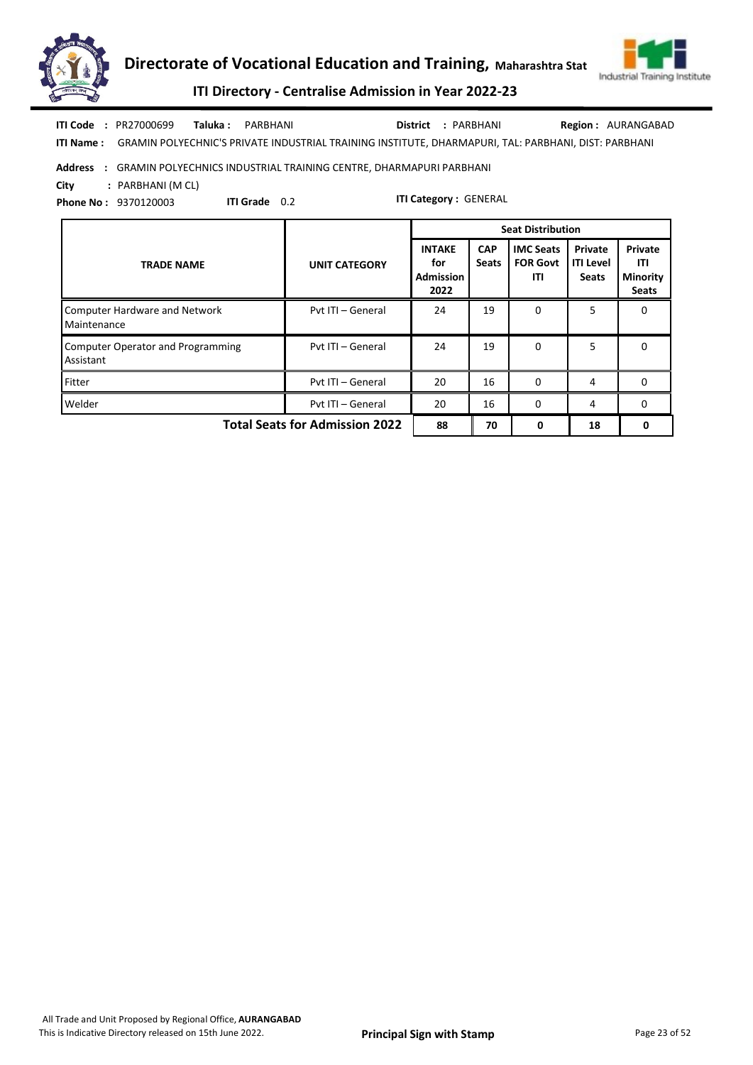**ITI Code :** PR27000699 **Taluka :** PARBHANI **District :** PARBHANI **Region :** AURANGABAD

**ITI Name :** GRAMIN POLYECHNIC'S PRIVATE INDUSTRIAL TRAINING INSTITUTE, DHARMAPURI, TAL: PARBHANI, DIST: PARBHANI

**Address :** GRAMIN POLYECHNICS INDUSTRIAL TRAINING CENTRE, DHARMAPURI PARBHANI

**City :** PARBHANI (M CL)

**Phone No :** 9370120003 **ITI Grade** 0.2 **ITI Category :** GENERAL

| TRADE NAME | UNIT CATEGORY | Seat Distribution | | | | |
|---|---|---|---|---|---|---|
| | | INTAKE for Admission 2022 | CAP Seats | IMC Seats FOR Govt ITI | Private ITI Level Seats | Private ITI Minority Seats |
| Computer Hardware and Network Maintenance | Pvt ITI – General | 24 | 19 | 0 | 5 | 0 |
| Computer Operator and Programming Assistant | Pvt ITI – General | 24 | 19 | 0 | 5 | 0 |
| Fitter | Pvt ITI – General | 20 | 16 | 0 | 4 | 0 |
| Welder | Pvt ITI – General | 20 | 16 | 0 | 4 | 0 |
| **Total Seats for Admission 2022** | | **88** | **70** | **0** | **18** | **0** |

All Trade and Unit Proposed by Regional Office, **AURANGABAD**
This is Indicative Directory released on 15th June 2022.

**Principal Sign with Stamp**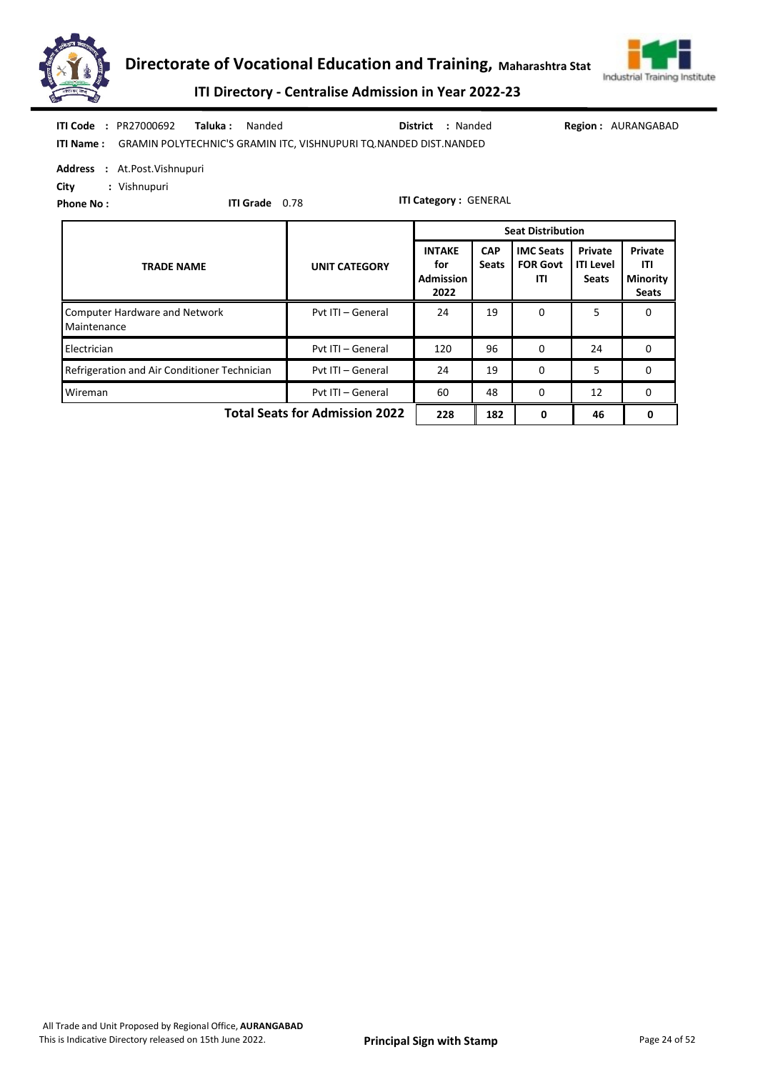**ITI Code** : PR27000692 **Taluka :** Nanded **District** : Nanded **Region :** AURANGABAD

**ITI Name :** GRAMIN POLYTECHNIC'S GRAMIN ITC, VISHNUPURI TQ.NANDED DIST.NANDED

**Address** : At.Post.Vishnupuri

**City** : Vishnupuri

**Phone No :** **ITI Grade** 0.78 **ITI Category :** GENERAL

| TRADE NAME | UNIT CATEGORY | Seat Distribution | | | | |
|---|---|---|---|---|---|---|
| | | INTAKE for Admission 2022 | CAP Seats | IMC Seats FOR Govt ITI | Private ITI Level Seats | Private ITI Minority Seats |
| Computer Hardware and Network Maintenance | Pvt ITI – General | 24 | 19 | 0 | 5 | 0 |
| Electrician | Pvt ITI – General | 120 | 96 | 0 | 24 | 0 |
| Refrigeration and Air Conditioner Technician | Pvt ITI – General | 24 | 19 | 0 | 5 | 0 |
| Wireman | Pvt ITI – General | 60 | 48 | 0 | 12 | 0 |
| **Total Seats for Admission 2022** | | **228** | **182** | **0** | **46** | **0** |

All Trade and Unit Proposed by Regional Office, **AURANGABAD**

This is Indicative Directory released on 15th June 2022. **Principal Sign with Stamp**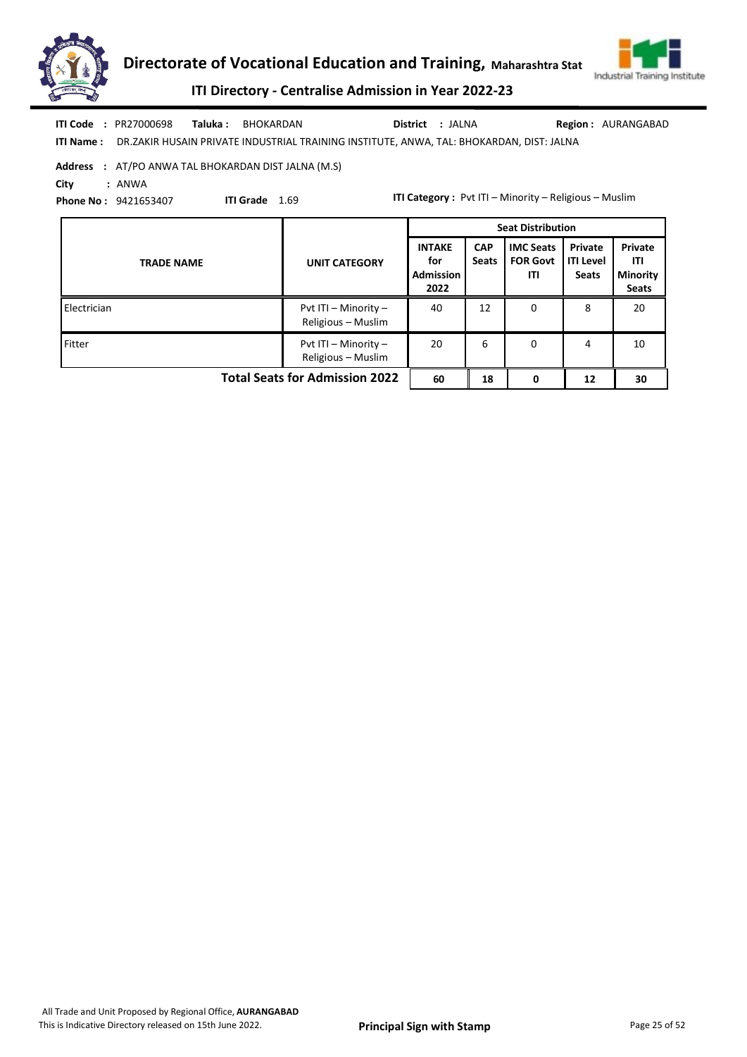# Directorate of Vocational Education and Training, Maharashtra Stat

## ITI Directory - Centralise Admission in Year 2022-23

**ITI Code :** PR27000698 **Taluka :** BHOKARDAN **District :** JALNA **Region :** AURANGABAD

**ITI Name :** DR.ZAKIR HUSAIN PRIVATE INDUSTRIAL TRAINING INSTITUTE, ANWA, TAL: BHOKARDAN, DIST: JALNA

**Address :** AT/PO ANWA TAL BHOKARDAN DIST JALNA (M.S)

**City :** ANWA

**Phone No :** 9421653407 **ITI Grade** 1.69 **ITI Category :** Pvt ITI – Minority – Religious – Muslim

| TRADE NAME | UNIT CATEGORY | Seat Distribution | | | | |
|---|---|---|---|---|---|---|
| | | INTAKE for Admission 2022 | CAP Seats | IMC Seats FOR Govt ITI | Private ITI Level Seats | Private ITI Minority Seats |
| Electrician | Pvt ITI – Minority – Religious – Muslim | 40 | 12 | 0 | 8 | 20 |
| Fitter | Pvt ITI – Minority – Religious – Muslim | 20 | 6 | 0 | 4 | 10 |
| **Total Seats for Admission 2022** | | **60** | **18** | **0** | **12** | **30** |

All Trade and Unit Proposed by Regional Office, **AURANGABAD**

This is Indicative Directory released on 15th June 2022.

**Principal Sign with Stamp**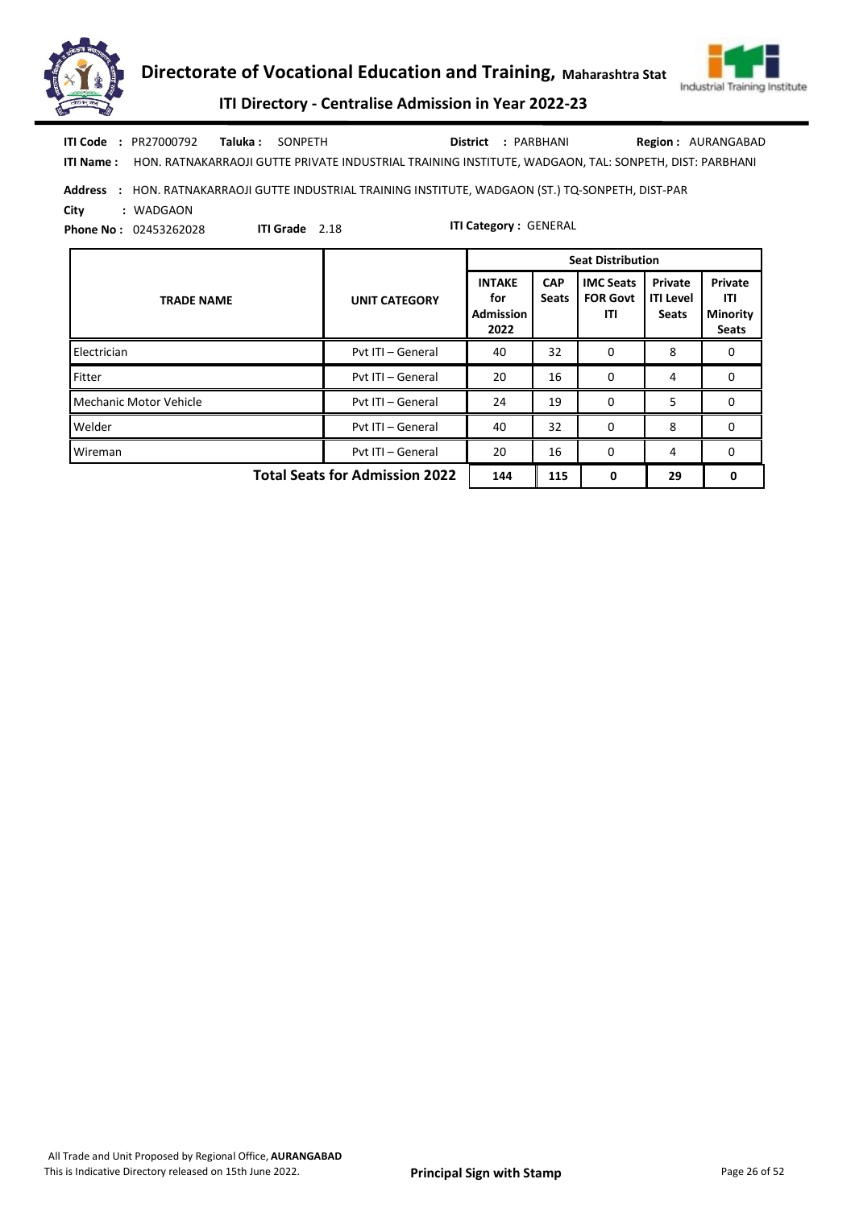**ITI Code :** PR27000792 **Taluka :** SONPETH **District :** PARBHANI **Region :** AURANGABAD

**ITI Name :** HON. RATNAKARRAOJI GUTTE PRIVATE INDUSTRIAL TRAINING INSTITUTE, WADGAON, TAL: SONPETH, DIST: PARBHANI

**Address :** HON. RATNAKARRAOJI GUTTE INDUSTRIAL TRAINING INSTITUTE, WADGAON (ST.) TQ-SONPETH, DIST-PAR

**City :** WADGAON

**Phone No :** 02453262028 **ITI Grade** 2.18 **ITI Category :** GENERAL

| TRADE NAME | UNIT CATEGORY | Seat Distribution | | | | |
|---|---|---|---|---|---|---|
| | | INTAKE for Admission 2022 | CAP Seats | IMC Seats FOR Govt ITI | Private ITI Level Seats | Private ITI Minority Seats |
| Electrician | Pvt ITI – General | 40 | 32 | 0 | 8 | 0 |
| Fitter | Pvt ITI – General | 20 | 16 | 0 | 4 | 0 |
| Mechanic Motor Vehicle | Pvt ITI – General | 24 | 19 | 0 | 5 | 0 |
| Welder | Pvt ITI – General | 40 | 32 | 0 | 8 | 0 |
| Wireman | Pvt ITI – General | 20 | 16 | 0 | 4 | 0 |
| | **Total Seats for Admission 2022** | **144** | **115** | **0** | **29** | **0** |

All Trade and Unit Proposed by Regional Office, **AURANGABAD**

This is Indicative Directory released on 15th June 2022.

**Principal Sign with Stamp**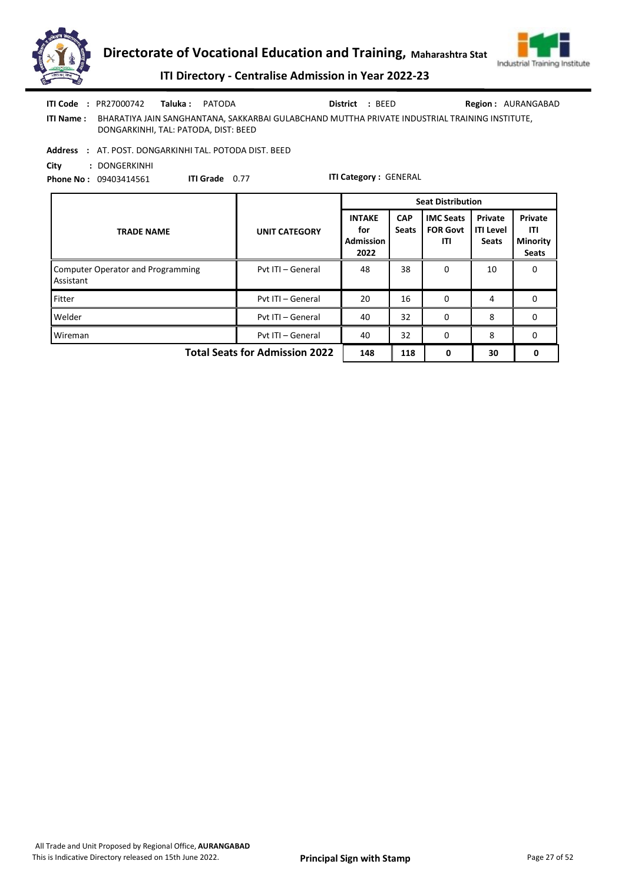# Directorate of Vocational Education and Training, Maharashtra Stat

## ITI Directory - Centralise Admission in Year 2022-23

**ITI Code :** PR27000742 **Taluka :** PATODA **District :** BEED **Region :** AURANGABAD

**ITI Name :** BHARATIYA JAIN SANGHANTANA, SAKKARBAI GULABCHAND MUTTHA PRIVATE INDUSTRIAL TRAINING INSTITUTE, DONGARKINHI, TAL: PATODA, DIST: BEED

**Address :** AT. POST. DONGARKINHI TAL. POTODA DIST. BEED

**City :** DONGERKINHI

**Phone No :** 09403414561 **ITI Grade** 0.77 **ITI Category :** GENERAL

| TRADE NAME | UNIT CATEGORY | Seat Distribution | | | | |
|---|---|---|---|---|---|---|
| | | INTAKE for Admission 2022 | CAP Seats | IMC Seats FOR Govt ITI | Private ITI Level Seats | Private ITI Minority Seats |
| Computer Operator and Programming Assistant | Pvt ITI – General | 48 | 38 | 0 | 10 | 0 |
| Fitter | Pvt ITI – General | 20 | 16 | 0 | 4 | 0 |
| Welder | Pvt ITI – General | 40 | 32 | 0 | 8 | 0 |
| Wireman | Pvt ITI – General | 40 | 32 | 0 | 8 | 0 |
| **Total Seats for Admission 2022** | | **148** | **118** | **0** | **30** | **0** |

All Trade and Unit Proposed by Regional Office, **AURANGABAD**
This is Indicative Directory released on 15th June 2022.

**Principal Sign with Stamp**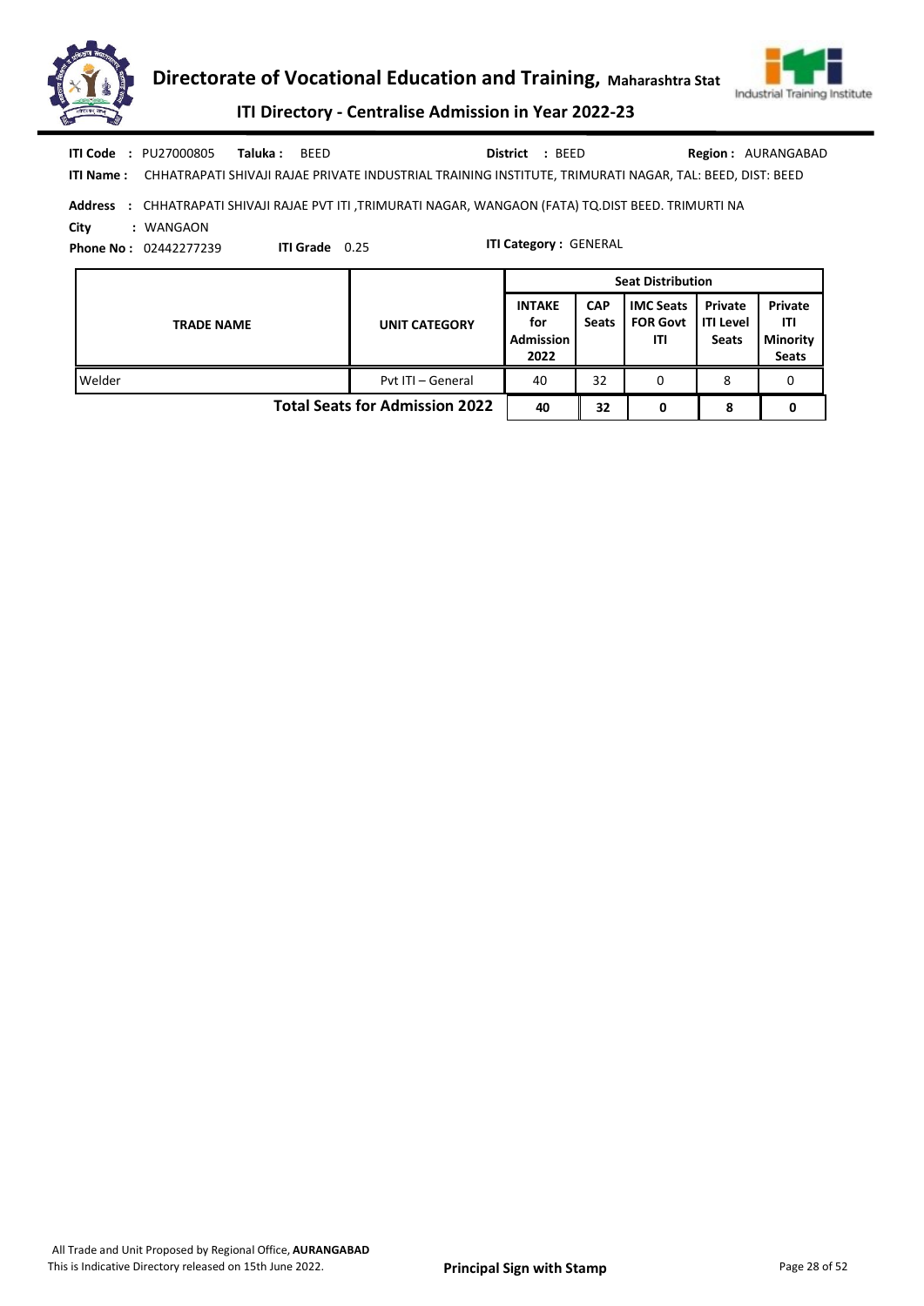**ITI Code :** PU27000805 **Taluka :** BEED **District :** BEED **Region :** AURANGABAD

**ITI Name :** CHHATRAPATI SHIVAJI RAJAE PRIVATE INDUSTRIAL TRAINING INSTITUTE, TRIMURATI NAGAR, TAL: BEED, DIST: BEED

**Address :** CHHATRAPATI SHIVAJI RAJAE PVT ITI ,TRIMURATI NAGAR, WANGAON (FATA) TQ.DIST BEED. TRIMURTI NA

**City :** WANGAON

**Phone No :** 02442277239 **ITI Grade** 0.25 **ITI Category :** GENERAL

| TRADE NAME | UNIT CATEGORY | Seat Distribution | | | | |
|---|---|---|---|---|---|---|
| | | INTAKE for Admission 2022 | CAP Seats | IMC Seats FOR Govt ITI | Private ITI Level Seats | Private ITI Minority Seats |
| Welder | Pvt ITI – General | 40 | 32 | 0 | 8 | 0 |
| | **Total Seats for Admission 2022** | **40** | **32** | **0** | **8** | **0** |

All Trade and Unit Proposed by Regional Office, **AURANGABAD**

This is Indicative Directory released on 15th June 2022.

**Principal Sign with Stamp**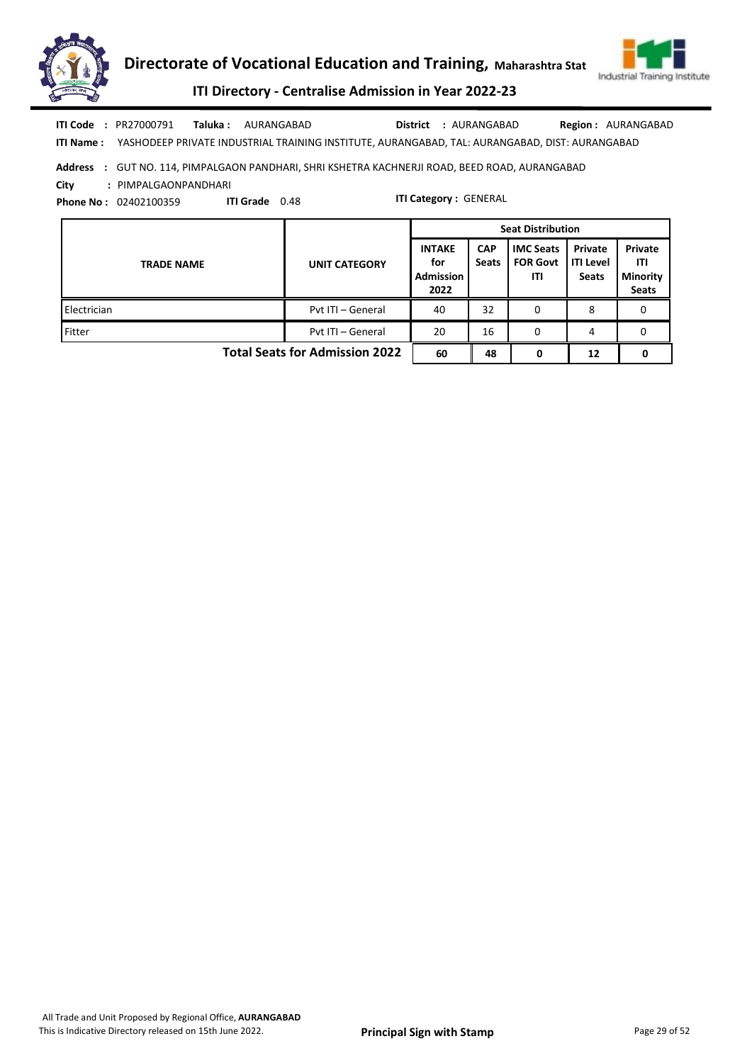**ITI Code :** PR27000791 **Taluka :** AURANGABAD **District :** AURANGABAD **Region :** AURANGABAD

**ITI Name :** YASHODEEP PRIVATE INDUSTRIAL TRAINING INSTITUTE, AURANGABAD, TAL: AURANGABAD, DIST: AURANGABAD

**Address :** GUT NO. 114, PIMPALGAON PANDHARI, SHRI KSHETRA KACHNERJI ROAD, BEED ROAD, AURANGABAD

**City :** PIMPALGAONPANDHARI

**Phone No :** 02402100359 **ITI Grade** 0.48 **ITI Category :** GENERAL

| TRADE NAME | UNIT CATEGORY | Seat Distribution | | | | |
|---|---|---|---|---|---|---|
| | | INTAKE for Admission 2022 | CAP Seats | IMC Seats FOR Govt ITI | Private ITI Level Seats | Private ITI Minority Seats |
| Electrician | Pvt ITI – General | 40 | 32 | 0 | 8 | 0 |
| Fitter | Pvt ITI – General | 20 | 16 | 0 | 4 | 0 |
| **Total Seats for Admission 2022** | | **60** | **48** | **0** | **12** | **0** |

All Trade and Unit Proposed by Regional Office, **AURANGABAD**
This is Indicative Directory released on 15th June 2022.

**Principal Sign with Stamp**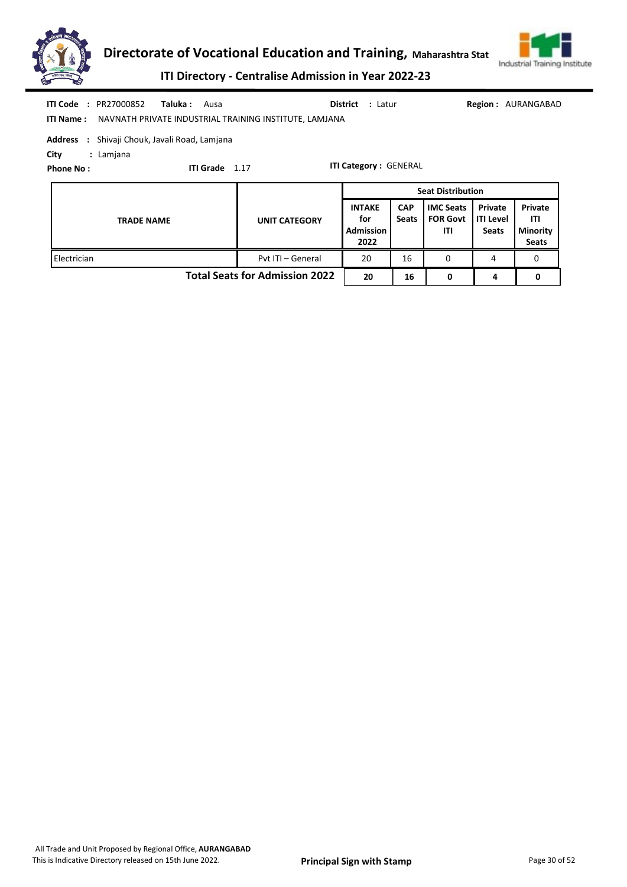# Directorate of Vocational Education and Training, Maharashtra Stat

## ITI Directory - Centralise Admission in Year 2022-23

**ITI Code :** PR27000852 **Taluka :** Ausa **District :** Latur **Region :** AURANGABAD

**ITI Name :** NAVNATH PRIVATE INDUSTRIAL TRAINING INSTITUTE, LAMJANA

**Address :** Shivaji Chouk, Javali Road, Lamjana

**City :** Lamjana

**Phone No :** **ITI Grade** 1.17 **ITI Category :** GENERAL

| TRADE NAME | UNIT CATEGORY | Seat Distribution | | | | |
|---|---|---|---|---|---|---|
| | | INTAKE for Admission 2022 | CAP Seats | IMC Seats FOR Govt ITI | Private ITI Level Seats | Private ITI Minority Seats |
| Electrician | Pvt ITI – General | 20 | 16 | 0 | 4 | 0 |
| | **Total Seats for Admission 2022** | **20** | **16** | **0** | **4** | **0** |

All Trade and Unit Proposed by Regional Office, **AURANGABAD**
This is Indicative Directory released on 15th June 2022.

**Principal Sign with Stamp**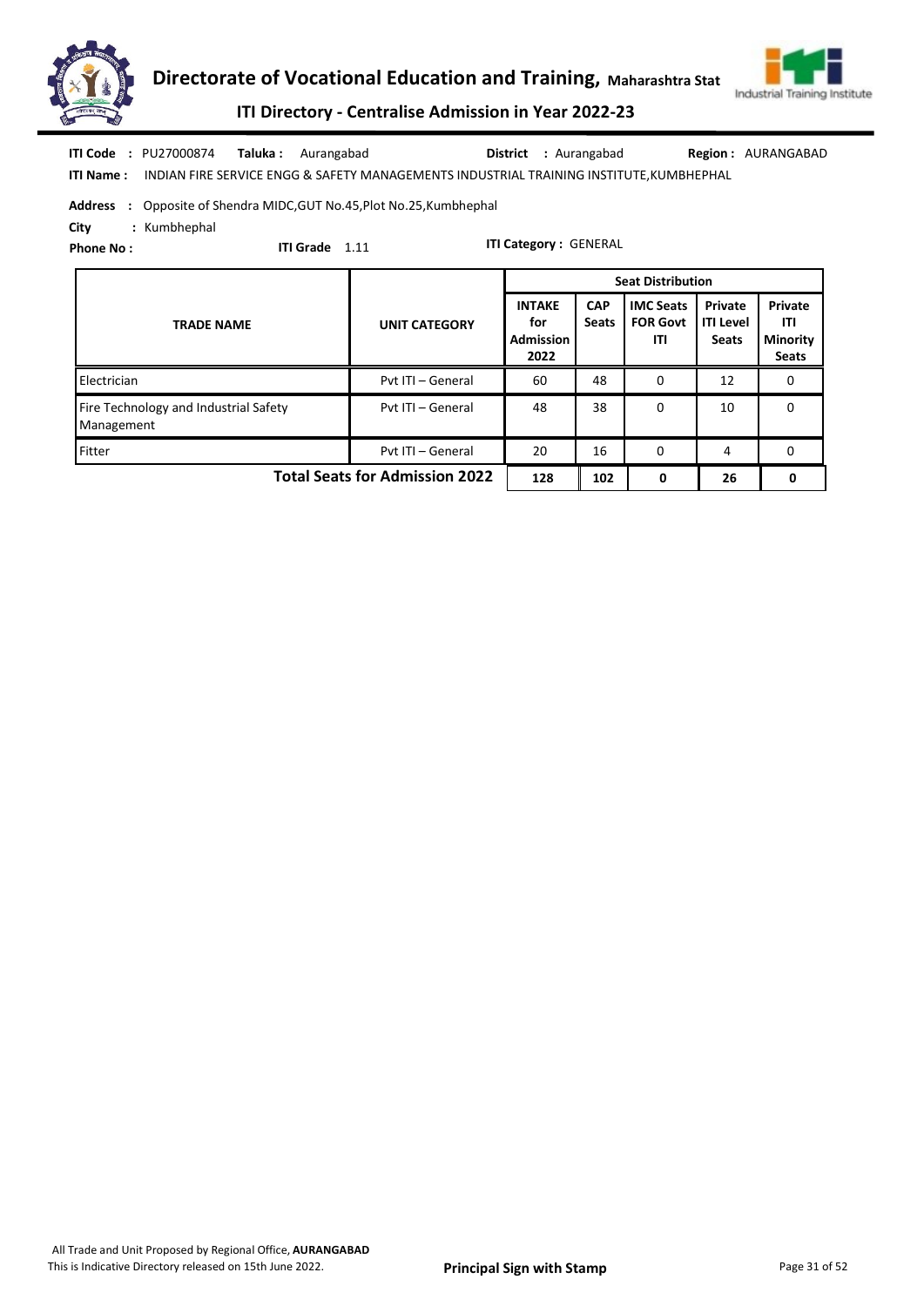**ITI Code :** PU27000874 **Taluka :** Aurangabad **District :** Aurangabad **Region :** AURANGABAD

**ITI Name :** INDIAN FIRE SERVICE ENGG & SAFETY MANAGEMENTS INDUSTRIAL TRAINING INSTITUTE,KUMBHEPHAL

**Address :** Opposite of Shendra MIDC,GUT No.45,Plot No.25,Kumbhephal

**City :** Kumbhephal

**Phone No :** **ITI Grade** 1.11 **ITI Category :** GENERAL

| TRADE NAME | UNIT CATEGORY | Seat Distribution | | | | |
|---|---|---|---|---|---|---|
| | | INTAKE for Admission 2022 | CAP Seats | IMC Seats FOR Govt ITI | Private ITI Level Seats | Private ITI Minority Seats |
| Electrician | Pvt ITI – General | 60 | 48 | 0 | 12 | 0 |
| Fire Technology and Industrial Safety Management | Pvt ITI – General | 48 | 38 | 0 | 10 | 0 |
| Fitter | Pvt ITI – General | 20 | 16 | 0 | 4 | 0 |
| | **Total Seats for Admission 2022** | **128** | **102** | **0** | **26** | **0** |

All Trade and Unit Proposed by Regional Office, **AURANGABAD**
This is Indicative Directory released on 15th June 2022.

**Principal Sign with Stamp**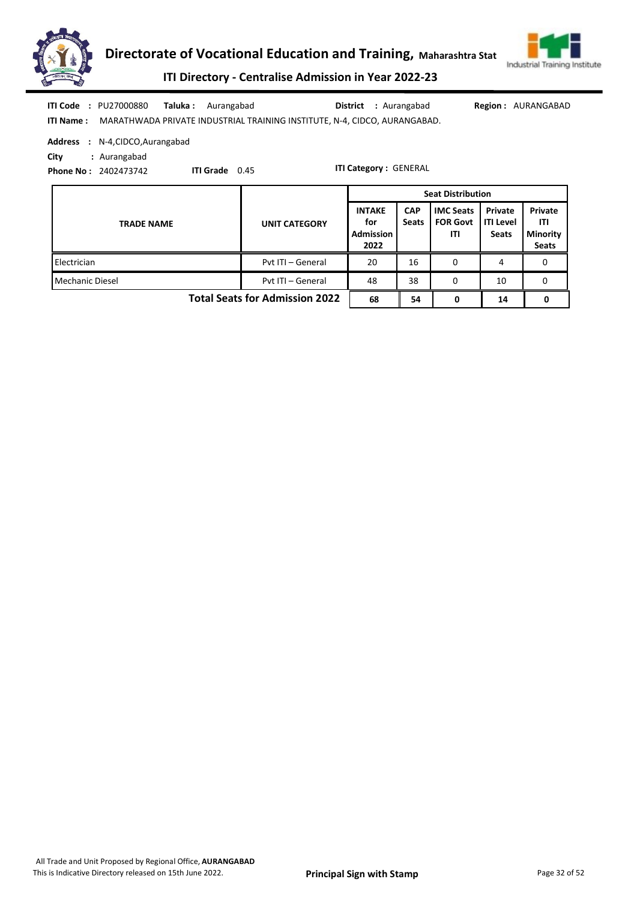**ITI Code** : PU27000880 **Taluka :** Aurangabad **District** : Aurangabad **Region :** AURANGABAD

**ITI Name :** MARATHWADA PRIVATE INDUSTRIAL TRAINING INSTITUTE, N-4, CIDCO, AURANGABAD.

**Address** : N-4,CIDCO,Aurangabad

**City** : Aurangabad

**Phone No :** 2402473742 **ITI Grade** 0.45 **ITI Category :** GENERAL

| TRADE NAME | UNIT CATEGORY | Seat Distribution | | | | |
|---|---|---|---|---|---|---|
| | | INTAKE for Admission 2022 | CAP Seats | IMC Seats FOR Govt ITI | Private ITI Level Seats | Private ITI Minority Seats |
| Electrician | Pvt ITI – General | 20 | 16 | 0 | 4 | 0 |
| Mechanic Diesel | Pvt ITI – General | 48 | 38 | 0 | 10 | 0 |
| **Total Seats for Admission 2022** | | **68** | **54** | **0** | **14** | **0** |

All Trade and Unit Proposed by Regional Office, **AURANGABAD**

This is Indicative Directory released on 15th June 2022.

**Principal Sign with Stamp**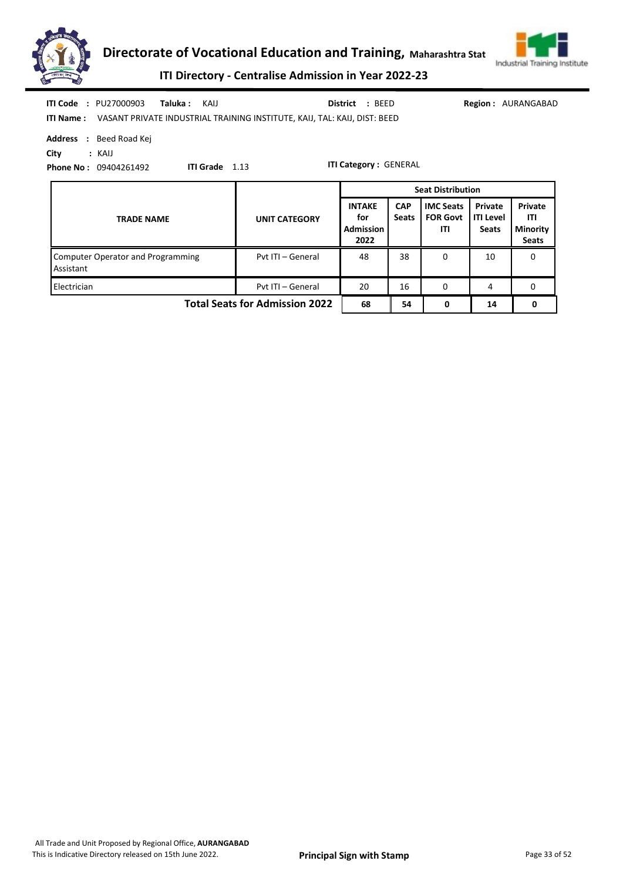**ITI Code :** PU27000903 **Taluka :** KAIJ **District :** BEED **Region :** AURANGABAD

**ITI Name :** VASANT PRIVATE INDUSTRIAL TRAINING INSTITUTE, KAIJ, TAL: KAIJ, DIST: BEED

**Address :** Beed Road Kej

**City :** KAIJ

**Phone No :** 09404261492 **ITI Grade** 1.13 **ITI Category :** GENERAL

| TRADE NAME | UNIT CATEGORY | Seat Distribution | | | | |
|---|---|---|---|---|---|---|
| | | INTAKE for Admission 2022 | CAP Seats | IMC Seats FOR Govt ITI | Private ITI Level Seats | Private ITI Minority Seats |
| Computer Operator and Programming Assistant | Pvt ITI – General | 48 | 38 | 0 | 10 | 0 |
| Electrician | Pvt ITI – General | 20 | 16 | 0 | 4 | 0 |
| **Total Seats for Admission 2022** | | **68** | **54** | **0** | **14** | **0** |

All Trade and Unit Proposed by Regional Office, **AURANGABAD**
This is Indicative Directory released on 15th June 2022.

**Principal Sign with Stamp**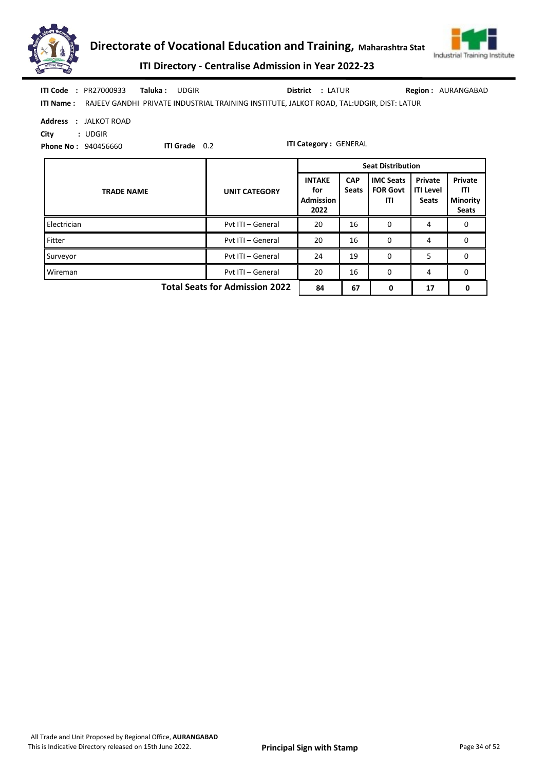**ITI Code :** PR27000933 **Taluka :** UDGIR **District :** LATUR **Region :** AURANGABAD

**ITI Name :** RAJEEV GANDHI PRIVATE INDUSTRIAL TRAINING INSTITUTE, JALKOT ROAD, TAL:UDGIR, DIST: LATUR

**Address :** JALKOT ROAD

**City :** UDGIR

**Phone No :** 940456660 **ITI Grade** 0.2 **ITI Category :** GENERAL

| TRADE NAME | UNIT CATEGORY | Seat Distribution | | | | |
|---|---|---|---|---|---|---|
| | | INTAKE for Admission 2022 | CAP Seats | IMC Seats FOR Govt ITI | Private ITI Level Seats | Private ITI Minority Seats |
| Electrician | Pvt ITI – General | 20 | 16 | 0 | 4 | 0 |
| Fitter | Pvt ITI – General | 20 | 16 | 0 | 4 | 0 |
| Surveyor | Pvt ITI – General | 24 | 19 | 0 | 5 | 0 |
| Wireman | Pvt ITI – General | 20 | 16 | 0 | 4 | 0 |
| | **Total Seats for Admission 2022** | **84** | **67** | **0** | **17** | **0** |

All Trade and Unit Proposed by Regional Office, **AURANGABAD**

This is Indicative Directory released on 15th June 2022.

**Principal Sign with Stamp**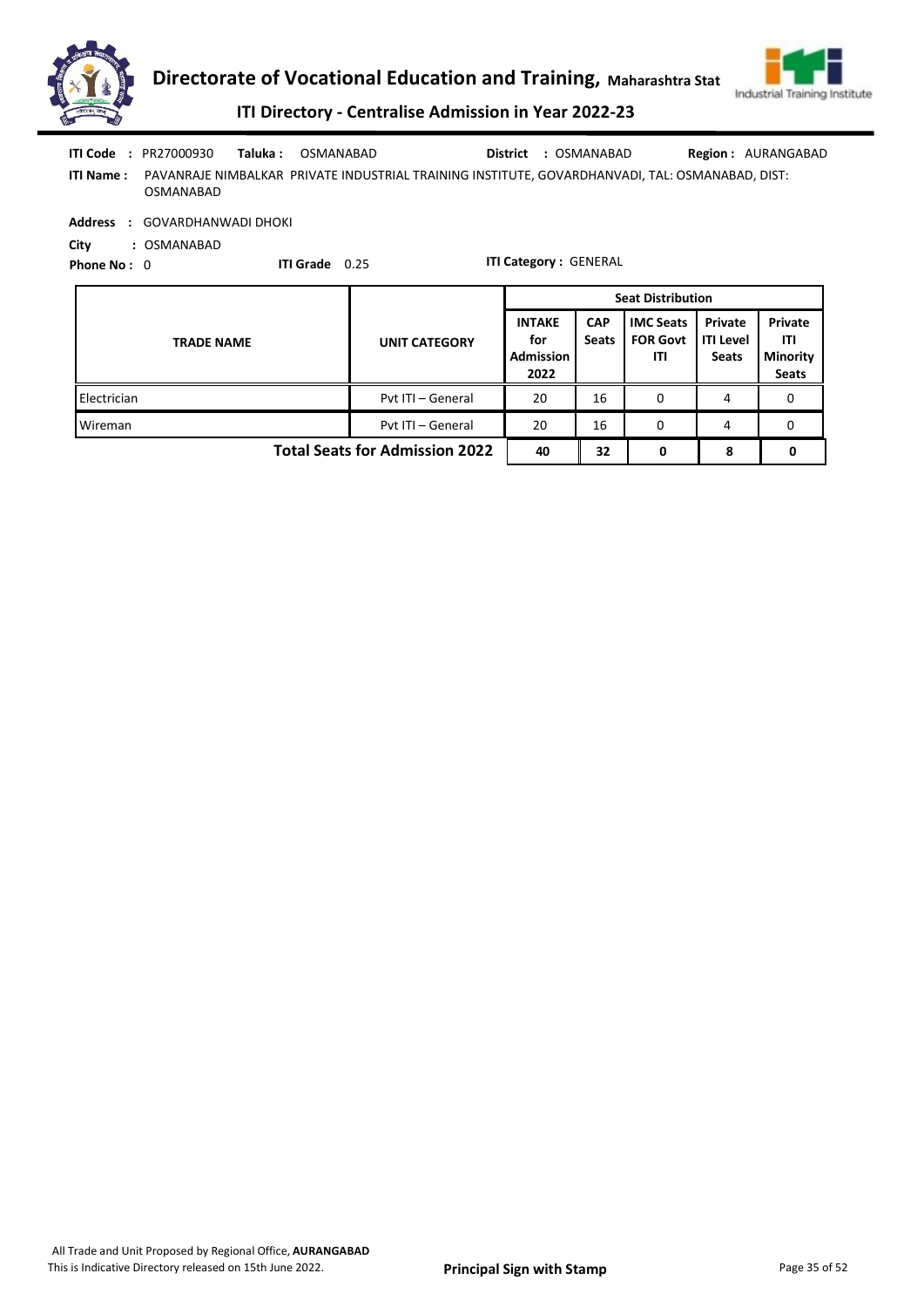**ITI Code** : PR27000930 **Taluka** : OSMANABAD **District** : OSMANABAD **Region** : AURANGABAD

**ITI Name** : PAVANRAJE NIMBALKAR PRIVATE INDUSTRIAL TRAINING INSTITUTE, GOVARDHANVADI, TAL: OSMANABAD, DIST: OSMANABAD

**Address** : GOVARDHANWADI DHOKI

**City** : OSMANABAD

**Phone No** : 0 **ITI Grade** 0.25 **ITI Category** : GENERAL

| TRADE NAME | UNIT CATEGORY | Seat Distribution | | | | |
|---|---|---|---|---|---|---|
| | | INTAKE for Admission 2022 | CAP Seats | IMC Seats FOR Govt ITI | Private ITI Level Seats | Private ITI Minority Seats |
| Electrician | Pvt ITI – General | 20 | 16 | 0 | 4 | 0 |
| Wireman | Pvt ITI – General | 20 | 16 | 0 | 4 | 0 |
| **Total Seats for Admission 2022** | | **40** | **32** | **0** | **8** | **0** |

All Trade and Unit Proposed by Regional Office, **AURANGABAD**
This is Indicative Directory released on 15th June 2022.

**Principal Sign with Stamp**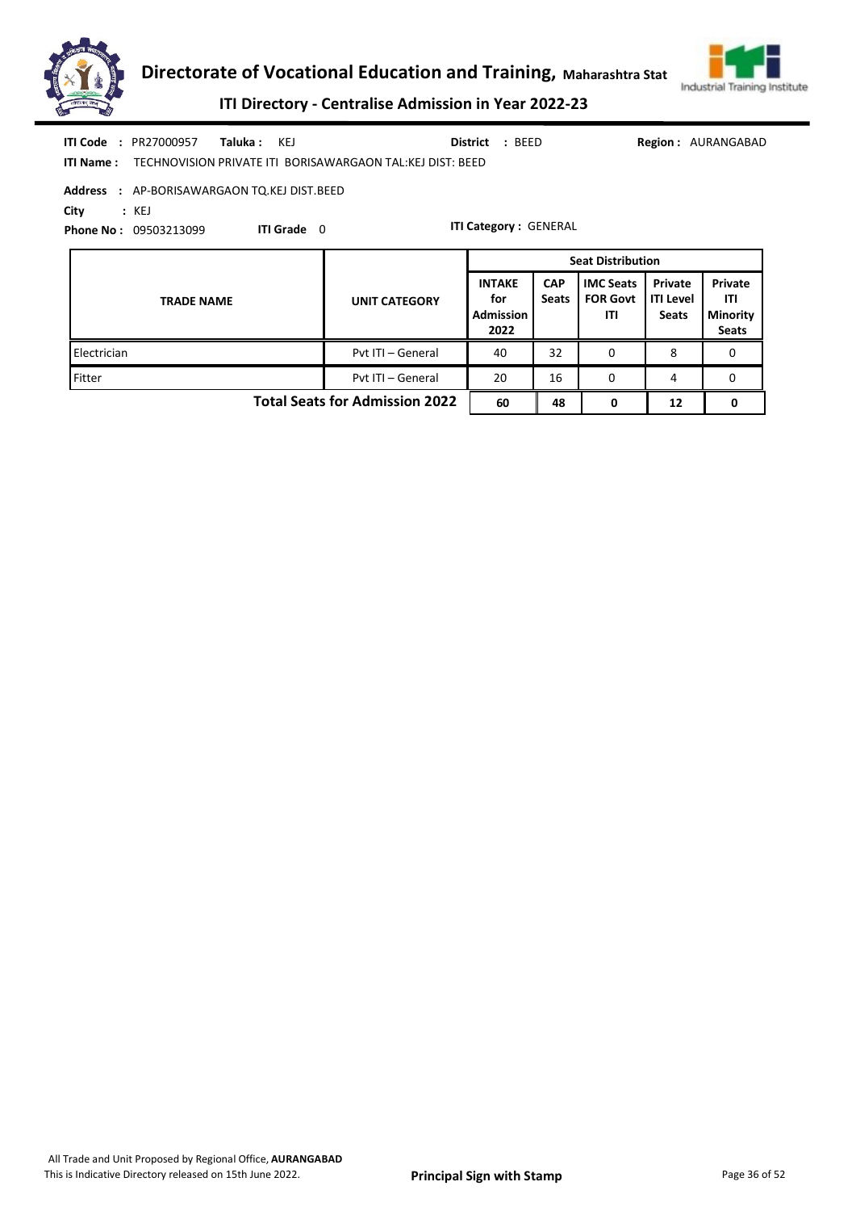**ITI Code** : PR27000957 **Taluka** : KEJ **District** : BEED **Region** : AURANGABAD

**ITI Name** : TECHNOVISION PRIVATE ITI BORISAWARGAON TAL:KEJ DIST: BEED

**Address** : AP-BORISAWARGAON TQ.KEJ DIST.BEED

**City** : KEJ

**Phone No** : 09503213099 **ITI Grade** 0 **ITI Category** : GENERAL

| TRADE NAME | UNIT CATEGORY | Seat Distribution | | | | |
|---|---|---|---|---|---|---|
| | | INTAKE for Admission 2022 | CAP Seats | IMC Seats FOR Govt ITI | Private ITI Level Seats | Private ITI Minority Seats |
| Electrician | Pvt ITI – General | 40 | 32 | 0 | 8 | 0 |
| Fitter | Pvt ITI – General | 20 | 16 | 0 | 4 | 0 |
| **Total Seats for Admission 2022** | | **60** | **48** | **0** | **12** | **0** |

All Trade and Unit Proposed by Regional Office, **AURANGABAD**

This is Indicative Directory released on 15th June 2022.

**Principal Sign with Stamp**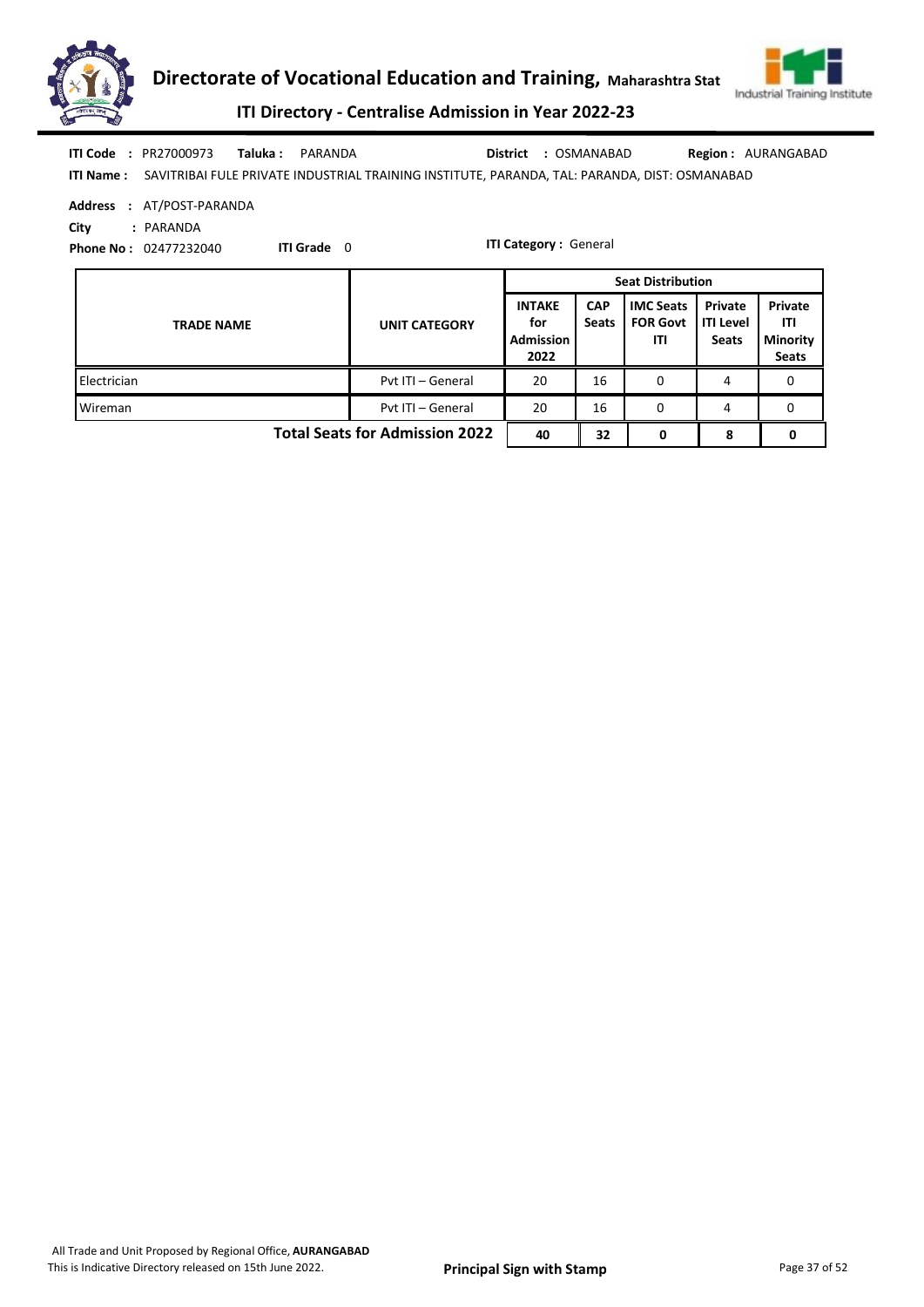**ITI Code :** PR27000973 **Taluka :** PARANDA **District :** OSMANABAD **Region :** AURANGABAD

**ITI Name :** SAVITRIBAI FULE PRIVATE INDUSTRIAL TRAINING INSTITUTE, PARANDA, TAL: PARANDA, DIST: OSMANABAD

**Address :** AT/POST-PARANDA

**City :** PARANDA

**Phone No :** 02477232040 **ITI Grade** 0 **ITI Category :** General

| TRADE NAME | UNIT CATEGORY | Seat Distribution | | | | |
|---|---|---|---|---|---|---|
| | | INTAKE for Admission 2022 | CAP Seats | IMC Seats FOR Govt ITI | Private ITI Level Seats | Private ITI Minority Seats |
| Electrician | Pvt ITI – General | 20 | 16 | 0 | 4 | 0 |
| Wireman | Pvt ITI – General | 20 | 16 | 0 | 4 | 0 |
| | **Total Seats for Admission 2022** | **40** | **32** | **0** | **8** | **0** |

All Trade and Unit Proposed by Regional Office, **AURANGABAD**

This is Indicative Directory released on 15th June 2022.

**Principal Sign with Stamp**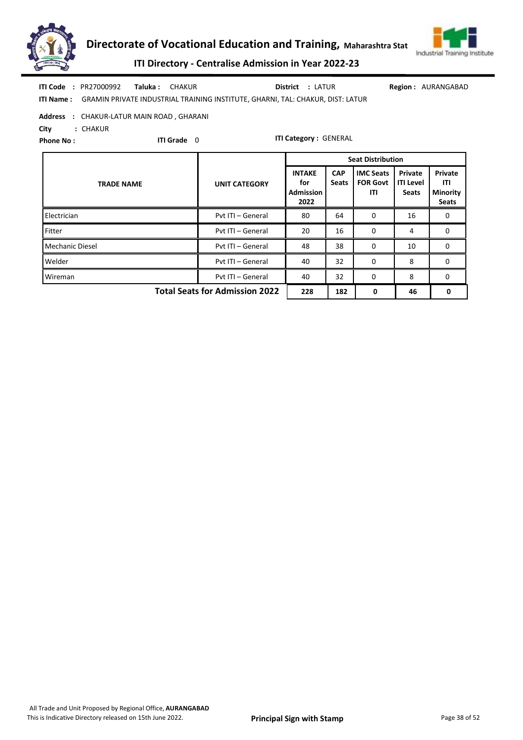**ITI Code** : PR27000992 **Taluka :** CHAKUR **District** : LATUR **Region :** AURANGABAD

**ITI Name :** GRAMIN PRIVATE INDUSTRIAL TRAINING INSTITUTE, GHARNI, TAL: CHAKUR, DIST: LATUR

**Address** : CHAKUR-LATUR MAIN ROAD , GHARANI

**City** : CHAKUR

**Phone No :** **ITI Grade** 0 **ITI Category :** GENERAL

| TRADE NAME | UNIT CATEGORY | Seat Distribution | | | | |
|---|---|---|---|---|---|---|
| | | INTAKE for Admission 2022 | CAP Seats | IMC Seats FOR Govt ITI | Private ITI Level Seats | Private ITI Minority Seats |
| Electrician | Pvt ITI – General | 80 | 64 | 0 | 16 | 0 |
| Fitter | Pvt ITI – General | 20 | 16 | 0 | 4 | 0 |
| Mechanic Diesel | Pvt ITI – General | 48 | 38 | 0 | 10 | 0 |
| Welder | Pvt ITI – General | 40 | 32 | 0 | 8 | 0 |
| Wireman | Pvt ITI – General | 40 | 32 | 0 | 8 | 0 |
| **Total Seats for Admission 2022** | | **228** | **182** | **0** | **46** | **0** |

All Trade and Unit Proposed by Regional Office, **AURANGABAD**
This is Indicative Directory released on 15th June 2022.

**Principal Sign with Stamp**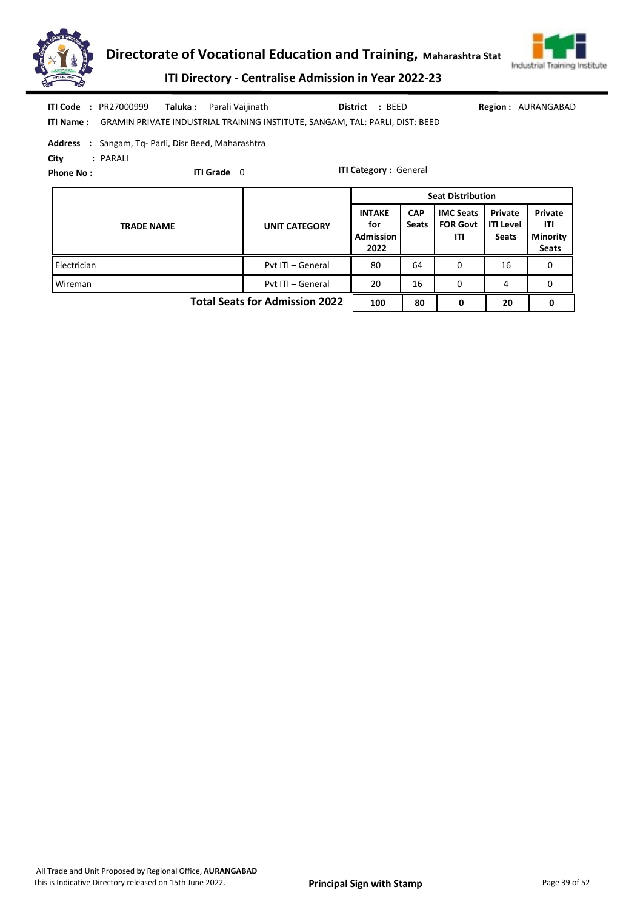**ITI Code :** PR27000999 **Taluka :** Parali Vaijinath **District :** BEED **Region :** AURANGABAD

**ITI Name :** GRAMIN PRIVATE INDUSTRIAL TRAINING INSTITUTE, SANGAM, TAL: PARLI, DIST: BEED

**Address :** Sangam, Tq- Parli, Disr Beed, Maharashtra

**City :** PARALI

**Phone No :** **ITI Grade** 0 **ITI Category :** General

| TRADE NAME | UNIT CATEGORY | Seat Distribution | | | | |
|---|---|---|---|---|---|---|
| | | INTAKE for Admission 2022 | CAP Seats | IMC Seats FOR Govt ITI | Private ITI Level Seats | Private ITI Minority Seats |
| Electrician | Pvt ITI – General | 80 | 64 | 0 | 16 | 0 |
| Wireman | Pvt ITI – General | 20 | 16 | 0 | 4 | 0 |
| | **Total Seats for Admission 2022** | **100** | **80** | **0** | **20** | **0** |

All Trade and Unit Proposed by Regional Office, **AURANGABAD**
This is Indicative Directory released on 15th June 2022.

**Principal Sign with Stamp**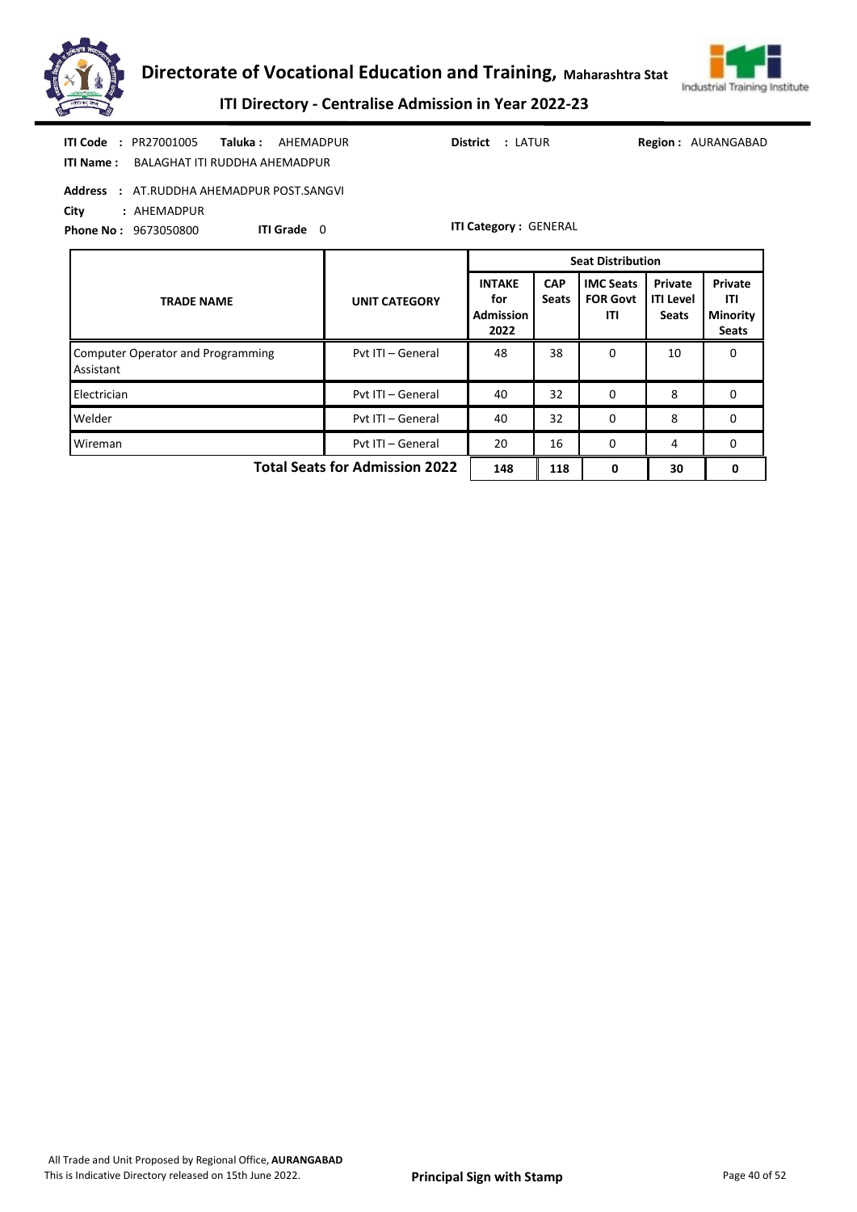# Directorate of Vocational Education and Training, Maharashtra Stat

## ITI Directory - Centralise Admission in Year 2022-23

**ITI Code :** PR27001005 **Taluka :** AHEMADPUR **District :** LATUR **Region :** AURANGABAD

**ITI Name :** BALAGHAT ITI RUDDHA AHEMADPUR

**Address :** AT.RUDDHA AHEMADPUR POST.SANGVI

**City :** AHEMADPUR

**Phone No :** 9673050800 **ITI Grade** 0 **ITI Category :** GENERAL

| TRADE NAME | UNIT CATEGORY | Seat Distribution | | | | |
|---|---|---|---|---|---|---|
| | | INTAKE for Admission 2022 | CAP Seats | IMC Seats FOR Govt ITI | Private ITI Level Seats | Private ITI Minority Seats |
| Computer Operator and Programming Assistant | Pvt ITI – General | 48 | 38 | 0 | 10 | 0 |
| Electrician | Pvt ITI – General | 40 | 32 | 0 | 8 | 0 |
| Welder | Pvt ITI – General | 40 | 32 | 0 | 8 | 0 |
| Wireman | Pvt ITI – General | 20 | 16 | 0 | 4 | 0 |
| **Total Seats for Admission 2022** | | **148** | **118** | **0** | **30** | **0** |

All Trade and Unit Proposed by Regional Office, **AURANGABAD**

This is Indicative Directory released on 15th June 2022.

**Principal Sign with Stamp**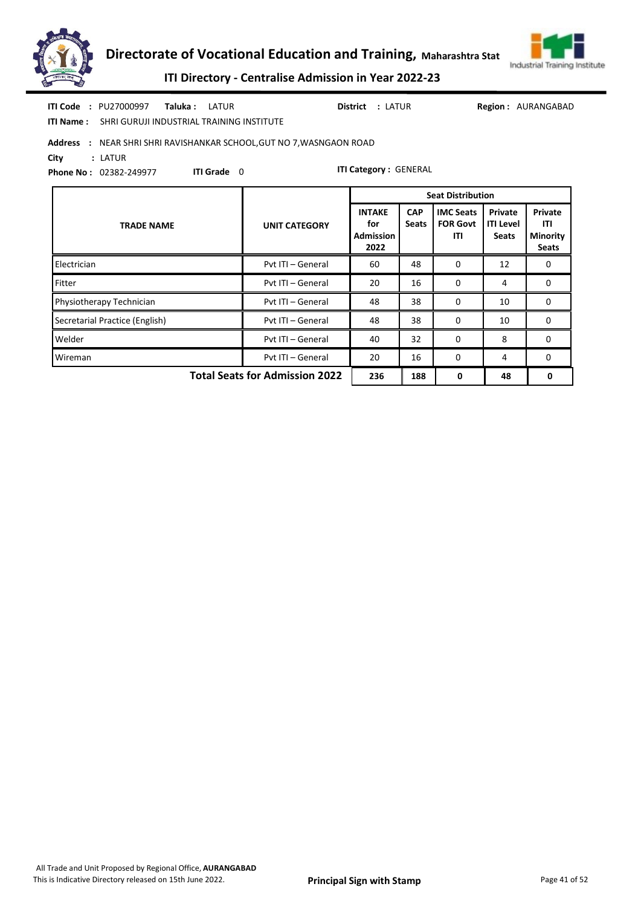**ITI Code :** PU27000997 **Taluka :** LATUR **District :** LATUR **Region :** AURANGABAD

**ITI Name :** SHRI GURUJI INDUSTRIAL TRAINING INSTITUTE

**Address :** NEAR SHRI SHRI RAVISHANKAR SCHOOL,GUT NO 7,WASNGAON ROAD

**City :** LATUR

**Phone No :** 02382-249977 **ITI Grade** 0 **ITI Category :** GENERAL

| TRADE NAME | UNIT CATEGORY | Seat Distribution | | | | |
|---|---|---|---|---|---|---|
| | | INTAKE for Admission 2022 | CAP Seats | IMC Seats FOR Govt ITI | Private ITI Level Seats | Private ITI Minority Seats |
| Electrician | Pvt ITI – General | 60 | 48 | 0 | 12 | 0 |
| Fitter | Pvt ITI – General | 20 | 16 | 0 | 4 | 0 |
| Physiotherapy Technician | Pvt ITI – General | 48 | 38 | 0 | 10 | 0 |
| Secretarial Practice (English) | Pvt ITI – General | 48 | 38 | 0 | 10 | 0 |
| Welder | Pvt ITI – General | 40 | 32 | 0 | 8 | 0 |
| Wireman | Pvt ITI – General | 20 | 16 | 0 | 4 | 0 |
| | **Total Seats for Admission 2022** | **236** | **188** | **0** | **48** | **0** |

All Trade and Unit Proposed by Regional Office, **AURANGABAD**

This is Indicative Directory released on 15th June 2022.

**Principal Sign with Stamp**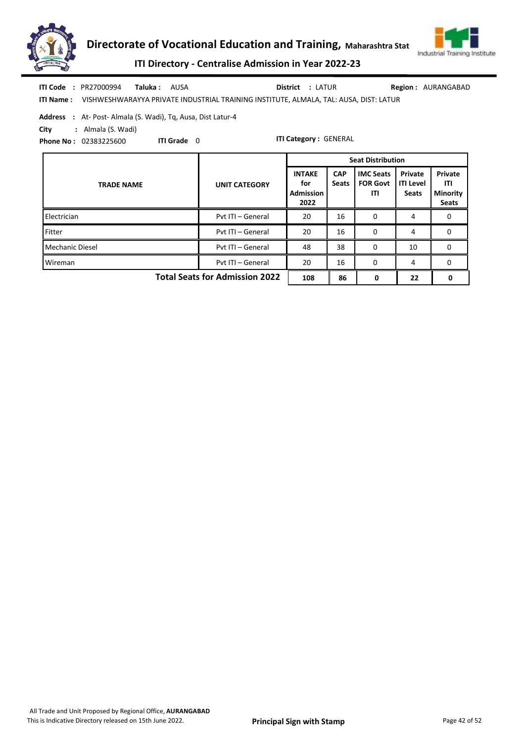**ITI Code** : PR27000994 **Taluka :** AUSA **District** : LATUR **Region :** AURANGABAD

**ITI Name :** VISHWESHWARAYYA PRIVATE INDUSTRIAL TRAINING INSTITUTE, ALMALA, TAL: AUSA, DIST: LATUR

**Address** : At- Post- Almala (S. Wadi), Tq, Ausa, Dist Latur-4

**City** : Almala (S. Wadi)

**Phone No :** 02383225600 **ITI Grade** 0 **ITI Category :** GENERAL

| TRADE NAME | UNIT CATEGORY | Seat Distribution | | | | |
|---|---|---|---|---|---|---|
| | | INTAKE for Admission 2022 | CAP Seats | IMC Seats FOR Govt ITI | Private ITI Level Seats | Private ITI Minority Seats |
| Electrician | Pvt ITI – General | 20 | 16 | 0 | 4 | 0 |
| Fitter | Pvt ITI – General | 20 | 16 | 0 | 4 | 0 |
| Mechanic Diesel | Pvt ITI – General | 48 | 38 | 0 | 10 | 0 |
| Wireman | Pvt ITI – General | 20 | 16 | 0 | 4 | 0 |
| **Total Seats for Admission 2022** | | **108** | **86** | **0** | **22** | **0** |

All Trade and Unit Proposed by Regional Office, **AURANGABAD**

This is Indicative Directory released on 15th June 2022.

**Principal Sign with Stamp**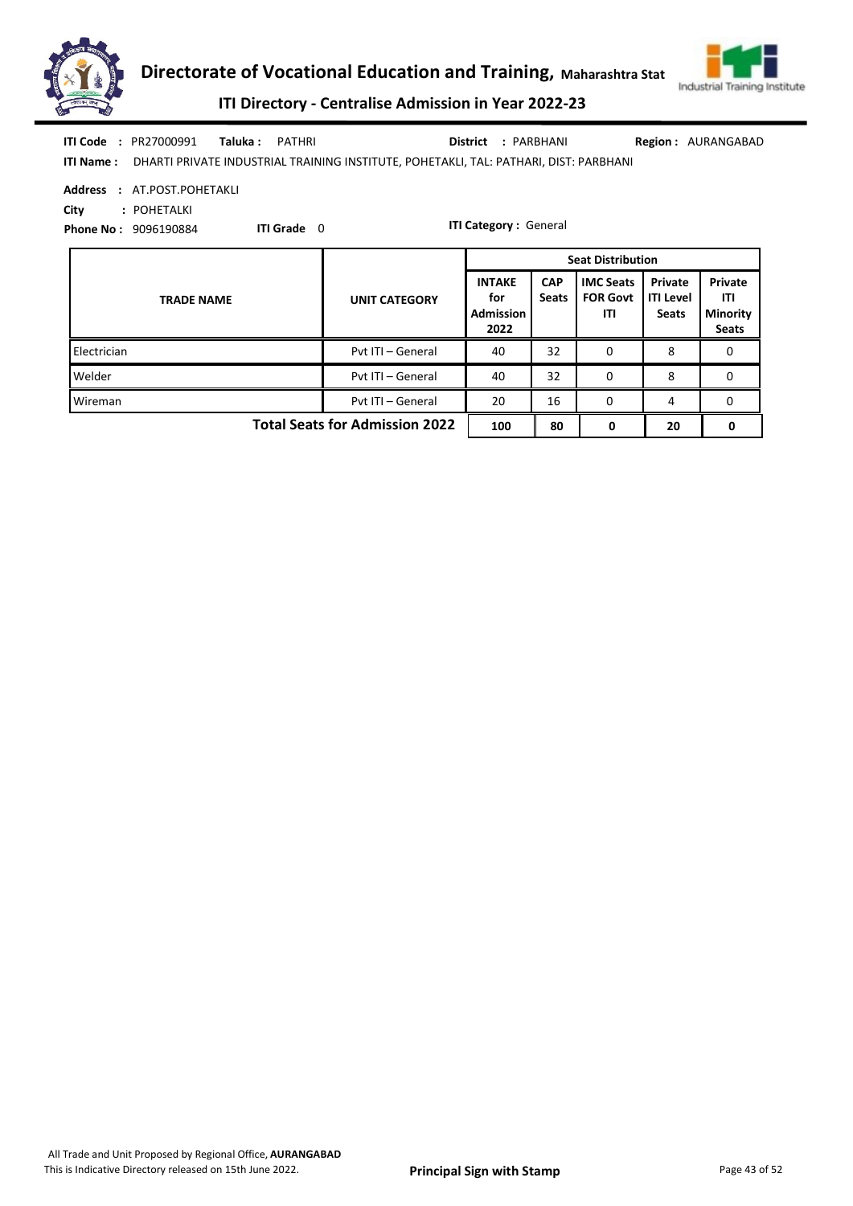**ITI Code :** PR27000991 **Taluka :** PATHRI **District :** PARBHANI **Region :** AURANGABAD

**ITI Name :** DHARTI PRIVATE INDUSTRIAL TRAINING INSTITUTE, POHETAKLI, TAL: PATHARI, DIST: PARBHANI

**Address :** AT.POST.POHETAKLI

**City :** POHETAKLI

**Phone No :** 9096190884 **ITI Grade** 0 **ITI Category :** General

| TRADE NAME | UNIT CATEGORY | Seat Distribution | | | | |
|---|---|---|---|---|---|---|
| | | INTAKE for Admission 2022 | CAP Seats | IMC Seats FOR Govt ITI | Private ITI Level Seats | Private ITI Minority Seats |
| Electrician | Pvt ITI – General | 40 | 32 | 0 | 8 | 0 |
| Welder | Pvt ITI – General | 40 | 32 | 0 | 8 | 0 |
| Wireman | Pvt ITI – General | 20 | 16 | 0 | 4 | 0 |
| | **Total Seats for Admission 2022** | **100** | **80** | **0** | **20** | **0** |

All Trade and Unit Proposed by Regional Office, **AURANGABAD**
This is Indicative Directory released on 15th June 2022.

**Principal Sign with Stamp**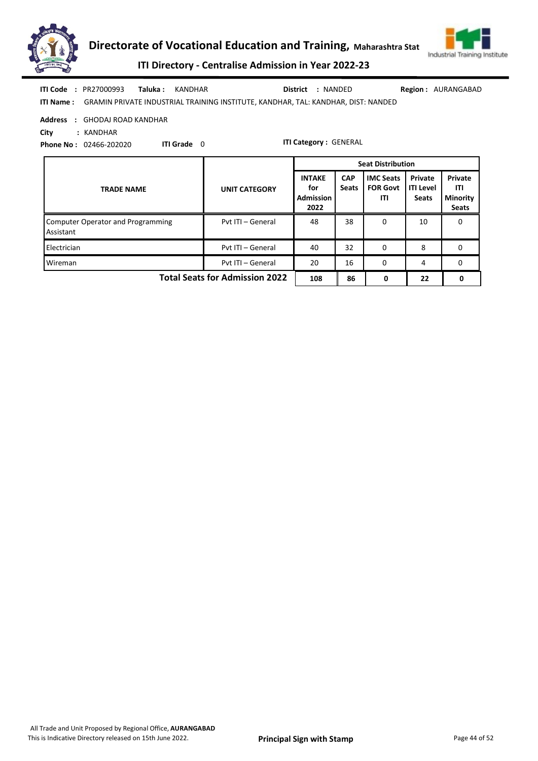**ITI Code :** PR27000993 **Taluka :** KANDHAR **District :** NANDED **Region :** AURANGABAD

**ITI Name :** GRAMIN PRIVATE INDUSTRIAL TRAINING INSTITUTE, KANDHAR, TAL: KANDHAR, DIST: NANDED

**Address :** GHODAJ ROAD KANDHAR

**City :** KANDHAR

**Phone No :** 02466-202020 **ITI Grade** 0 **ITI Category :** GENERAL

| TRADE NAME | UNIT CATEGORY | Seat Distribution | | | | |
|---|---|---|---|---|---|---|
| | | INTAKE for Admission 2022 | CAP Seats | IMC Seats FOR Govt ITI | Private ITI Level Seats | Private ITI Minority Seats |
| Computer Operator and Programming Assistant | Pvt ITI – General | 48 | 38 | 0 | 10 | 0 |
| Electrician | Pvt ITI – General | 40 | 32 | 0 | 8 | 0 |
| Wireman | Pvt ITI – General | 20 | 16 | 0 | 4 | 0 |
| **Total Seats for Admission 2022** | | **108** | **86** | **0** | **22** | **0** |

All Trade and Unit Proposed by Regional Office, **AURANGABAD**

This is Indicative Directory released on 15th June 2022.

**Principal Sign with Stamp**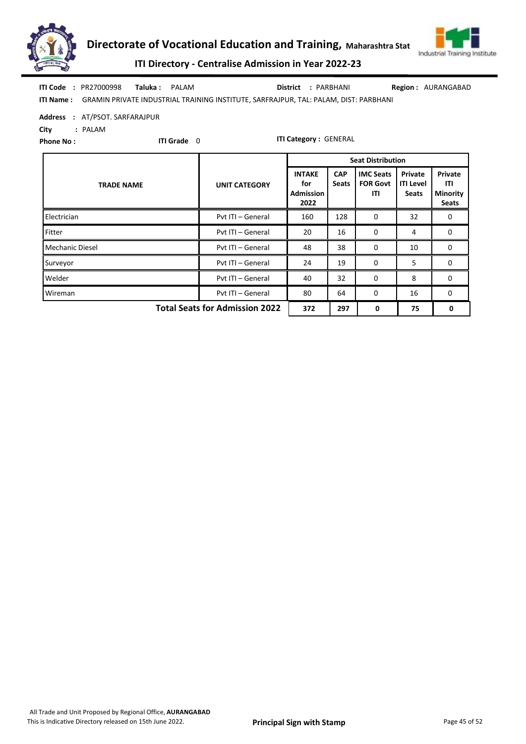# Directorate of Vocational Education and Training, Maharashtra Stat

## ITI Directory - Centralise Admission in Year 2022-23

**ITI Code** : PR27000998 **Taluka :** PALAM **District** : PARBHANI **Region :** AURANGABAD

**ITI Name :** GRAMIN PRIVATE INDUSTRIAL TRAINING INSTITUTE, SARFRAJPUR, TAL: PALAM, DIST: PARBHANI

**Address** : AT/PSOT. SARFARAJPUR

**City** : PALAM

**Phone No :** **ITI Grade** 0 **ITI Category :** GENERAL

| TRADE NAME | UNIT CATEGORY | Seat Distribution | | | | |
|---|---|---|---|---|---|---|
| | | INTAKE for Admission 2022 | CAP Seats | IMC Seats FOR Govt ITI | Private ITI Level Seats | Private ITI Minority Seats |
| Electrician | Pvt ITI – General | 160 | 128 | 0 | 32 | 0 |
| Fitter | Pvt ITI – General | 20 | 16 | 0 | 4 | 0 |
| Mechanic Diesel | Pvt ITI – General | 48 | 38 | 0 | 10 | 0 |
| Surveyor | Pvt ITI – General | 24 | 19 | 0 | 5 | 0 |
| Welder | Pvt ITI – General | 40 | 32 | 0 | 8 | 0 |
| Wireman | Pvt ITI – General | 80 | 64 | 0 | 16 | 0 |
| | **Total Seats for Admission 2022** | **372** | **297** | **0** | **75** | **0** |

All Trade and Unit Proposed by Regional Office, **AURANGABAD**

This is Indicative Directory released on 15th June 2022.

**Principal Sign with Stamp**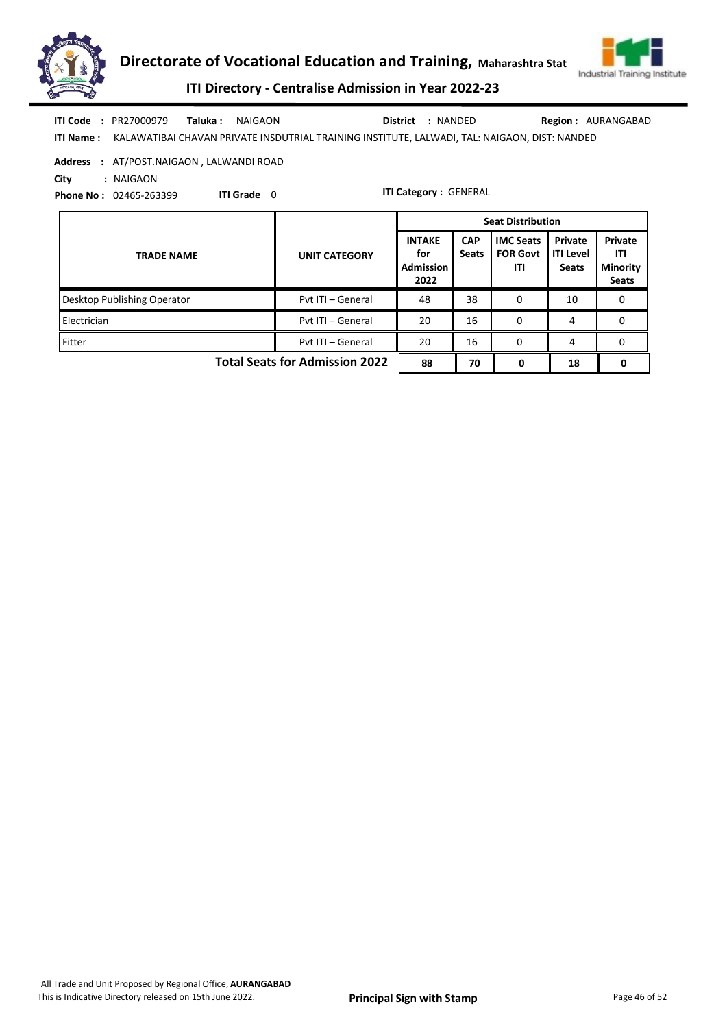**ITI Code :** PR27000979 **Taluka :** NAIGAON **District :** NANDED **Region :** AURANGABAD

**ITI Name :** KALAWATIBAI CHAVAN PRIVATE INSDUTRIAL TRAINING INSTITUTE, LALWADI, TAL: NAIGAON, DIST: NANDED

**Address :** AT/POST.NAIGAON , LALWANDI ROAD

**City :** NAIGAON

**Phone No :** 02465-263399 **ITI Grade** 0 **ITI Category :** GENERAL

| TRADE NAME | UNIT CATEGORY | Seat Distribution | | | | |
|---|---|---|---|---|---|---|
| | | INTAKE for Admission 2022 | CAP Seats | IMC Seats FOR Govt ITI | Private ITI Level Seats | Private ITI Minority Seats |
| Desktop Publishing Operator | Pvt ITI – General | 48 | 38 | 0 | 10 | 0 |
| Electrician | Pvt ITI – General | 20 | 16 | 0 | 4 | 0 |
| Fitter | Pvt ITI – General | 20 | 16 | 0 | 4 | 0 |
| **Total Seats for Admission 2022** | | **88** | **70** | **0** | **18** | **0** |

All Trade and Unit Proposed by Regional Office, **AURANGABAD**

This is Indicative Directory released on 15th June 2022.

**Principal Sign with Stamp**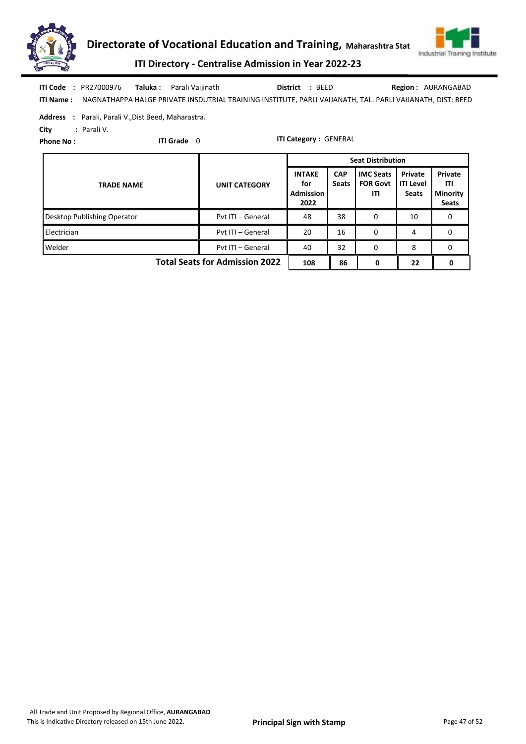**ITI Code :** PR27000976 **Taluka :** Parali Vaijinath **District :** BEED **Region :** AURANGABAD

**ITI Name :** NAGNATHAPPA HALGE PRIVATE INSDUTRIAL TRAINING INSTITUTE, PARLI VAIJANATH, TAL: PARLI VAIJANATH, DIST: BEED

**Address :** Parali, Parali V.,Dist Beed, Maharastra.

**City :** Parali V.

**Phone No :** **ITI Grade** 0 **ITI Category :** GENERAL

| TRADE NAME | UNIT CATEGORY | Seat Distribution | | | | |
|---|---|---|---|---|---|---|
| | | INTAKE for Admission 2022 | CAP Seats | IMC Seats FOR Govt ITI | Private ITI Level Seats | Private ITI Minority Seats |
| Desktop Publishing Operator | Pvt ITI – General | 48 | 38 | 0 | 10 | 0 |
| Electrician | Pvt ITI – General | 20 | 16 | 0 | 4 | 0 |
| Welder | Pvt ITI – General | 40 | 32 | 0 | 8 | 0 |
| | **Total Seats for Admission 2022** | **108** | **86** | **0** | **22** | **0** |

All Trade and Unit Proposed by Regional Office, **AURANGABAD**
This is Indicative Directory released on 15th June 2022.

**Principal Sign with Stamp**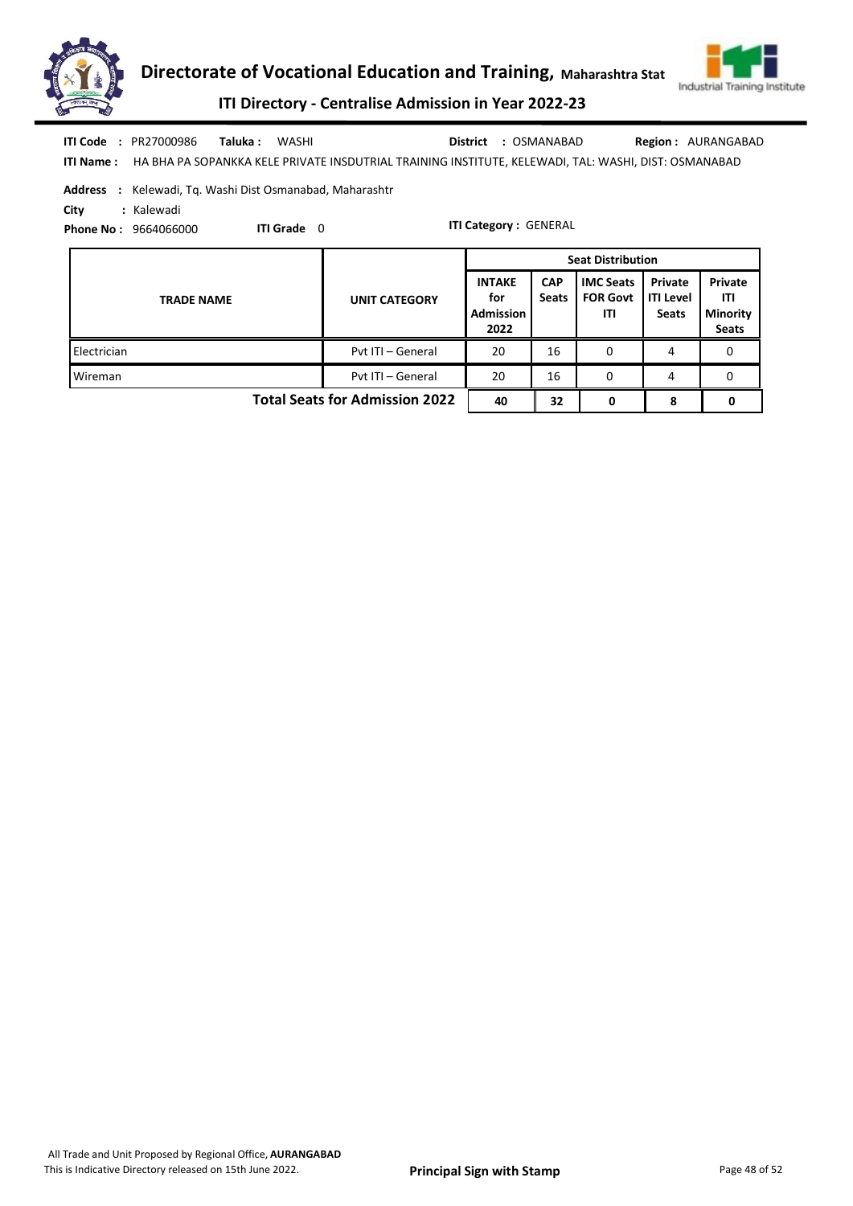**ITI Code :** PR27000986 **Taluka :** WASHI **District :** OSMANABAD **Region :** AURANGABAD

**ITI Name :** HA BHA PA SOPANKKA KELE PRIVATE INSDUTRIAL TRAINING INSTITUTE, KELEWADI, TAL: WASHI, DIST: OSMANABAD

**Address :** Kelewadi, Tq. Washi Dist Osmanabad, Maharashtr

**City :** Kalewadi

**Phone No :** 9664066000 **ITI Grade** 0 **ITI Category :** GENERAL

| TRADE NAME | UNIT CATEGORY | Seat Distribution | | | | |
|---|---|---|---|---|---|---|
| | | INTAKE for Admission 2022 | CAP Seats | IMC Seats FOR Govt ITI | Private ITI Level Seats | Private ITI Minority Seats |
| Electrician | Pvt ITI – General | 20 | 16 | 0 | 4 | 0 |
| Wireman | Pvt ITI – General | 20 | 16 | 0 | 4 | 0 |
| | **Total Seats for Admission 2022** | **40** | **32** | **0** | **8** | **0** |

All Trade and Unit Proposed by Regional Office, **AURANGABAD**

This is Indicative Directory released on 15th June 2022.

**Principal Sign with Stamp**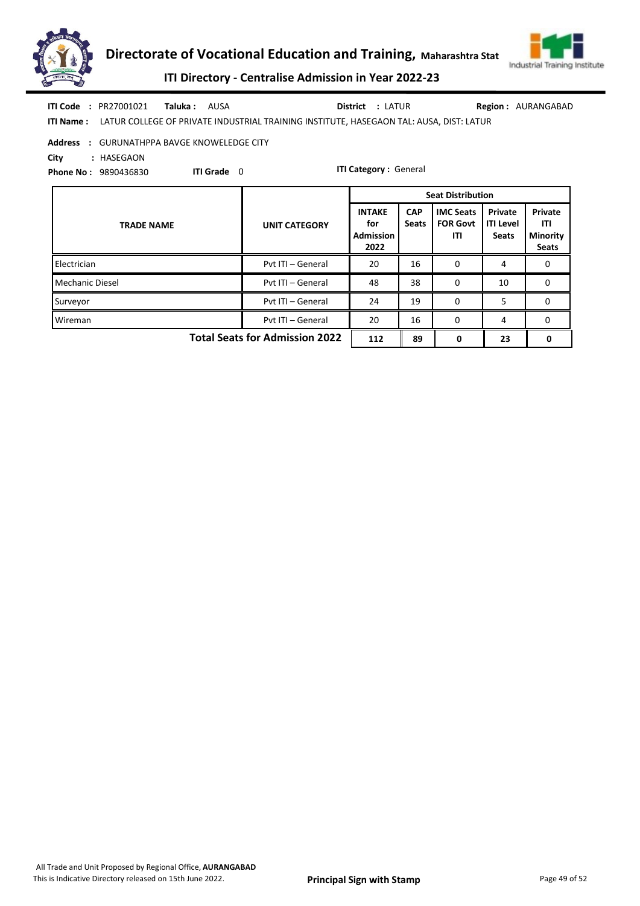**ITI Code :** PR27001021 **Taluka :** AUSA **District :** LATUR **Region :** AURANGABAD

**ITI Name :** LATUR COLLEGE OF PRIVATE INDUSTRIAL TRAINING INSTITUTE, HASEGAON TAL: AUSA, DIST: LATUR

**Address :** GURUNATHPPA BAVGE KNOWELEDGE CITY

**City :** HASEGAON

**Phone No :** 9890436830 **ITI Grade** 0 **ITI Category :** General

| TRADE NAME | UNIT CATEGORY | Seat Distribution | | | | |
|---|---|---|---|---|---|---|
| | | INTAKE for Admission 2022 | CAP Seats | IMC Seats FOR Govt ITI | Private ITI Level Seats | Private ITI Minority Seats |
| Electrician | Pvt ITI – General | 20 | 16 | 0 | 4 | 0 |
| Mechanic Diesel | Pvt ITI – General | 48 | 38 | 0 | 10 | 0 |
| Surveyor | Pvt ITI – General | 24 | 19 | 0 | 5 | 0 |
| Wireman | Pvt ITI – General | 20 | 16 | 0 | 4 | 0 |
| | **Total Seats for Admission 2022** | **112** | **89** | **0** | **23** | **0** |

All Trade and Unit Proposed by Regional Office, **AURANGABAD**

This is Indicative Directory released on 15th June 2022.

**Principal Sign with Stamp**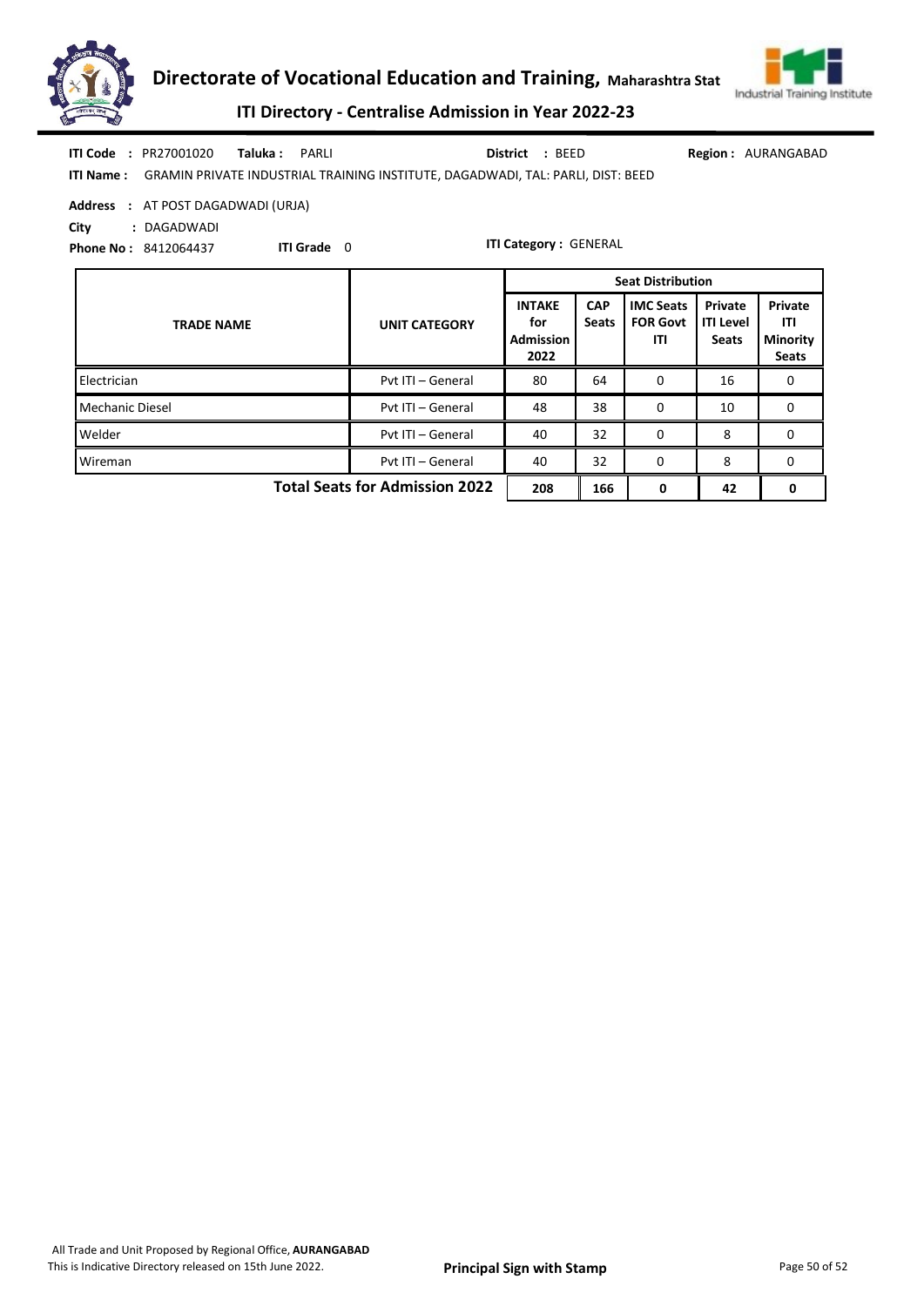**ITI Code** : PR27001020 **Taluka :** PARLI **District** : BEED **Region :** AURANGABAD

**ITI Name :** GRAMIN PRIVATE INDUSTRIAL TRAINING INSTITUTE, DAGADWADI, TAL: PARLI, DIST: BEED

**Address** : AT POST DAGADWADI (URJA)

**City** : DAGADWADI

**Phone No :** 8412064437 **ITI Grade** 0 **ITI Category :** GENERAL

| TRADE NAME | UNIT CATEGORY | Seat Distribution | | | | |
|---|---|---|---|---|---|---|
| | | INTAKE for Admission 2022 | CAP Seats | IMC Seats FOR Govt ITI | Private ITI Level Seats | Private ITI Minority Seats |
| Electrician | Pvt ITI – General | 80 | 64 | 0 | 16 | 0 |
| Mechanic Diesel | Pvt ITI – General | 48 | 38 | 0 | 10 | 0 |
| Welder | Pvt ITI – General | 40 | 32 | 0 | 8 | 0 |
| Wireman | Pvt ITI – General | 40 | 32 | 0 | 8 | 0 |
| | **Total Seats for Admission 2022** | **208** | **166** | **0** | **42** | **0** |

All Trade and Unit Proposed by Regional Office, **AURANGABAD**

This is Indicative Directory released on 15th June 2022.

**Principal Sign with Stamp**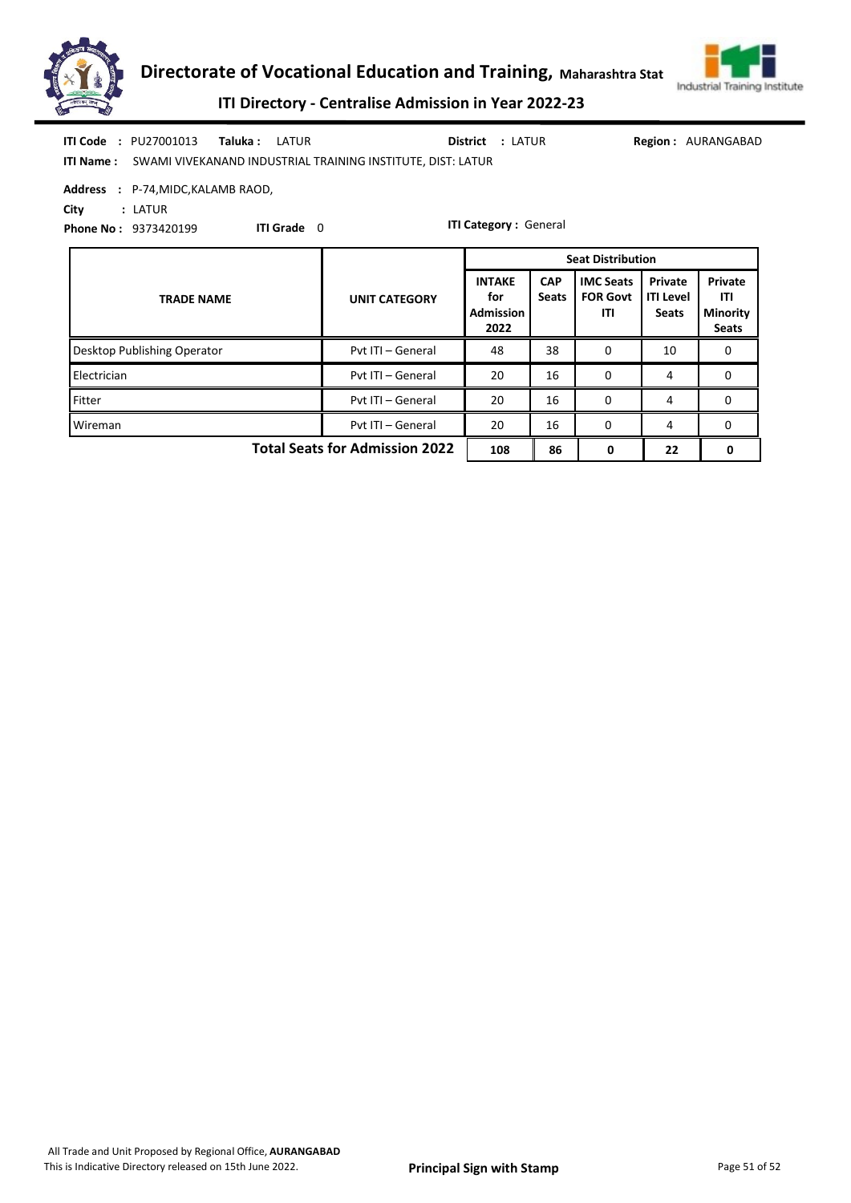**ITI Code** : PU27001013 **Taluka :** LATUR **District** : LATUR **Region :** AURANGABAD

**ITI Name :** SWAMI VIVEKANAND INDUSTRIAL TRAINING INSTITUTE, DIST: LATUR

**Address** : P-74,MIDC,KALAMB RAOD,

**City** : LATUR

**Phone No :** 9373420199 **ITI Grade** 0 **ITI Category :** General

| TRADE NAME | UNIT CATEGORY | Seat Distribution | | | | |
|---|---|---|---|---|---|---|
| | | INTAKE for Admission 2022 | CAP Seats | IMC Seats FOR Govt ITI | Private ITI Level Seats | Private ITI Minority Seats |
| Desktop Publishing Operator | Pvt ITI – General | 48 | 38 | 0 | 10 | 0 |
| Electrician | Pvt ITI – General | 20 | 16 | 0 | 4 | 0 |
| Fitter | Pvt ITI – General | 20 | 16 | 0 | 4 | 0 |
| Wireman | Pvt ITI – General | 20 | 16 | 0 | 4 | 0 |
| | **Total Seats for Admission 2022** | **108** | **86** | **0** | **22** | **0** |

All Trade and Unit Proposed by Regional Office, **AURANGABAD**
This is Indicative Directory released on 15th June 2022.

**Principal Sign with Stamp**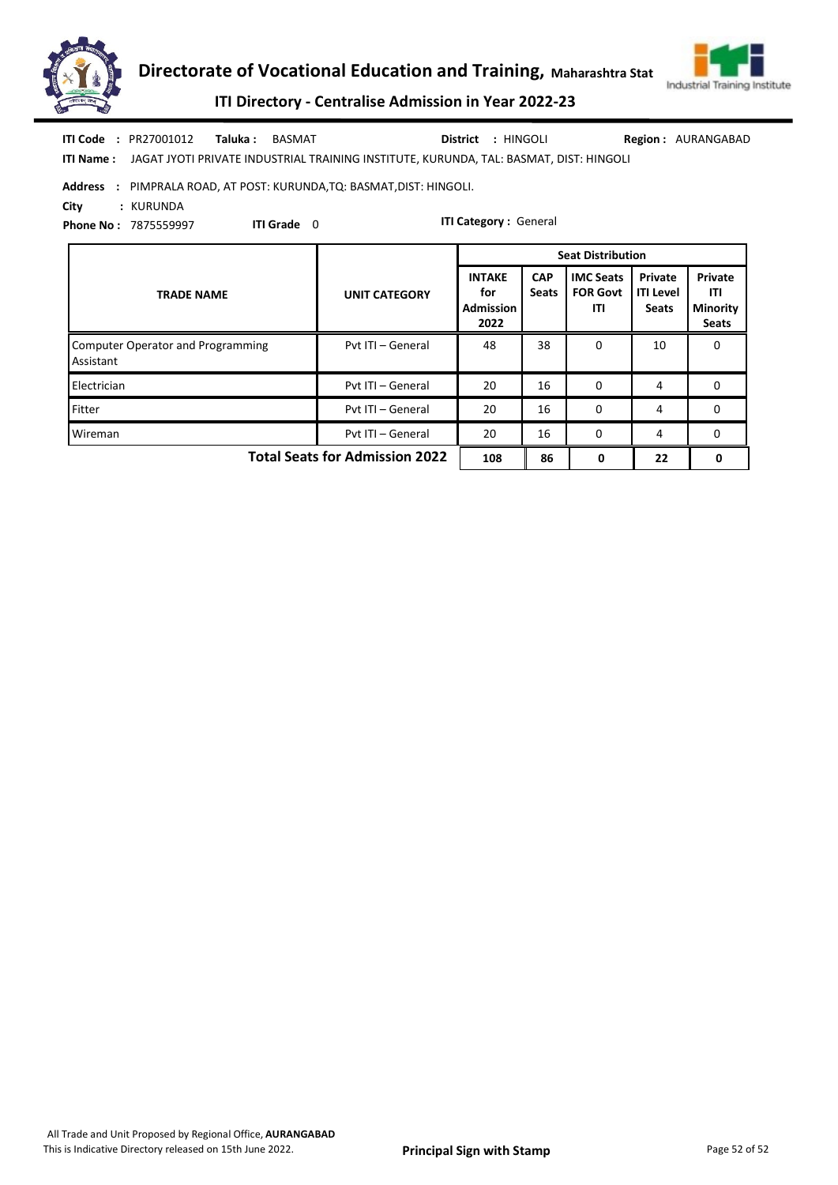**ITI Code :** PR27001012 **Taluka :** BASMAT **District :** HINGOLI **Region :** AURANGABAD

**ITI Name :** JAGAT JYOTI PRIVATE INDUSTRIAL TRAINING INSTITUTE, KURUNDA, TAL: BASMAT, DIST: HINGOLI

**Address :** PIMPRALA ROAD, AT POST: KURUNDA,TQ: BASMAT,DIST: HINGOLI.

**City :** KURUNDA

**Phone No :** 7875559997 **ITI Grade** 0 **ITI Category :** General

| TRADE NAME | UNIT CATEGORY | Seat Distribution | | | | |
|---|---|---|---|---|---|---|
| | | INTAKE for Admission 2022 | CAP Seats | IMC Seats FOR Govt ITI | Private ITI Level Seats | Private ITI Minority Seats |
| Computer Operator and Programming Assistant | Pvt ITI – General | 48 | 38 | 0 | 10 | 0 |
| Electrician | Pvt ITI – General | 20 | 16 | 0 | 4 | 0 |
| Fitter | Pvt ITI – General | 20 | 16 | 0 | 4 | 0 |
| Wireman | Pvt ITI – General | 20 | 16 | 0 | 4 | 0 |
| **Total Seats for Admission 2022** | | **108** | **86** | **0** | **22** | **0** |

All Trade and Unit Proposed by Regional Office, **AURANGABAD**
This is Indicative Directory released on 15th June 2022.

**Principal Sign with Stamp**